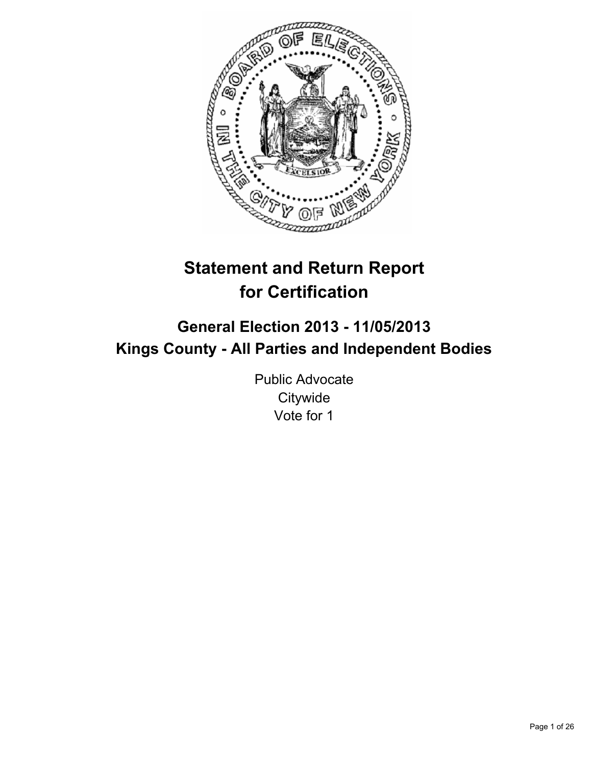# Statement and Return Report for Certification

## General Election 2013 - 11/05/2013
## Kings County - All Parties and Independent Bodies

Public Advocate
Citywide
Vote for 1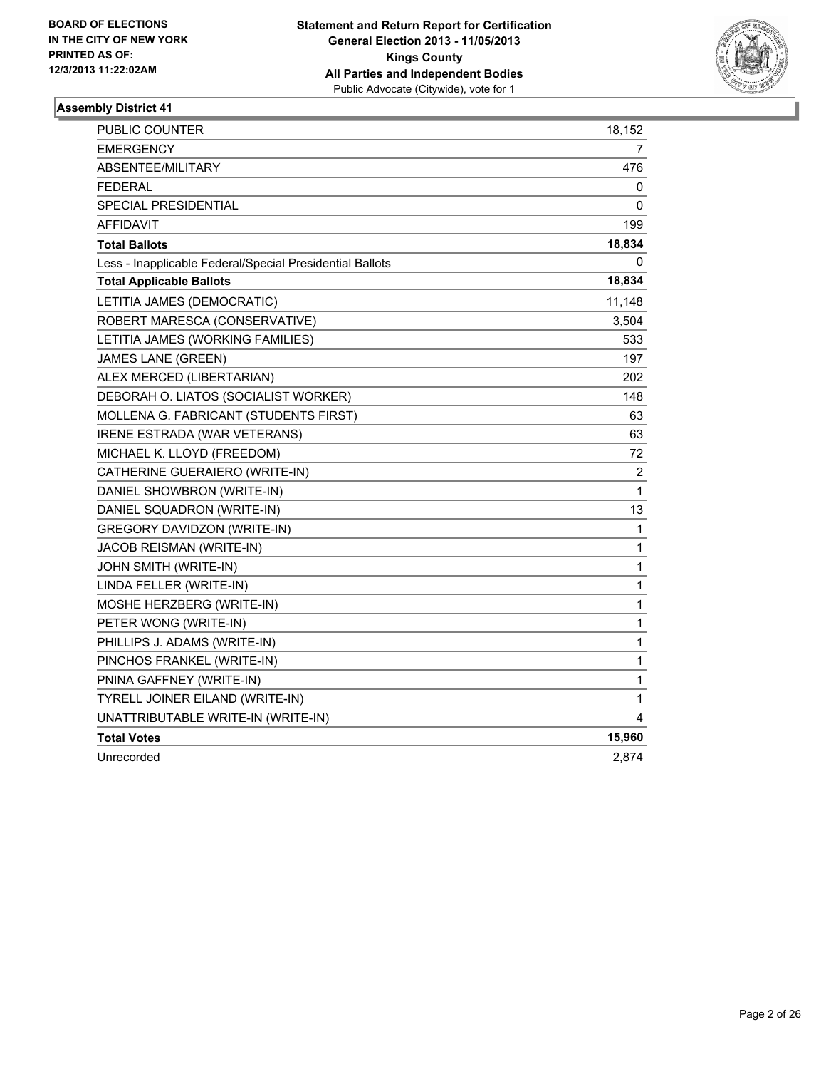BOARD OF ELECTIONS
IN THE CITY OF NEW YORK
PRINTED AS OF:
12/3/2013 11:22:02AM

**Statement and Return Report for Certification**
**General Election 2013 - 11/05/2013**
**Kings County**
**All Parties and Independent Bodies**
Public Advocate (Citywide), vote for 1

### Assembly District 41

| | |
|---|---|
| PUBLIC COUNTER | 18,152 |
| EMERGENCY | 7 |
| ABSENTEE/MILITARY | 476 |
| FEDERAL | 0 |
| SPECIAL PRESIDENTIAL | 0 |
| AFFIDAVIT | 199 |
| **Total Ballots** | **18,834** |
| Less - Inapplicable Federal/Special Presidential Ballots | 0 |
| **Total Applicable Ballots** | **18,834** |
| LETITIA JAMES (DEMOCRATIC) | 11,148 |
| ROBERT MARESCA (CONSERVATIVE) | 3,504 |
| LETITIA JAMES (WORKING FAMILIES) | 533 |
| JAMES LANE (GREEN) | 197 |
| ALEX MERCED (LIBERTARIAN) | 202 |
| DEBORAH O. LIATOS (SOCIALIST WORKER) | 148 |
| MOLLENA G. FABRICANT (STUDENTS FIRST) | 63 |
| IRENE ESTRADA (WAR VETERANS) | 63 |
| MICHAEL K. LLOYD (FREEDOM) | 72 |
| CATHERINE GUERAIERO (WRITE-IN) | 2 |
| DANIEL SHOWBRON (WRITE-IN) | 1 |
| DANIEL SQUADRON (WRITE-IN) | 13 |
| GREGORY DAVIDZON (WRITE-IN) | 1 |
| JACOB REISMAN (WRITE-IN) | 1 |
| JOHN SMITH (WRITE-IN) | 1 |
| LINDA FELLER (WRITE-IN) | 1 |
| MOSHE HERZBERG (WRITE-IN) | 1 |
| PETER WONG (WRITE-IN) | 1 |
| PHILLIPS J. ADAMS (WRITE-IN) | 1 |
| PINCHOS FRANKEL (WRITE-IN) | 1 |
| PNINA GAFFNEY (WRITE-IN) | 1 |
| TYRELL JOINER EILAND (WRITE-IN) | 1 |
| UNATTRIBUTABLE WRITE-IN (WRITE-IN) | 4 |
| **Total Votes** | **15,960** |
| Unrecorded | 2,874 |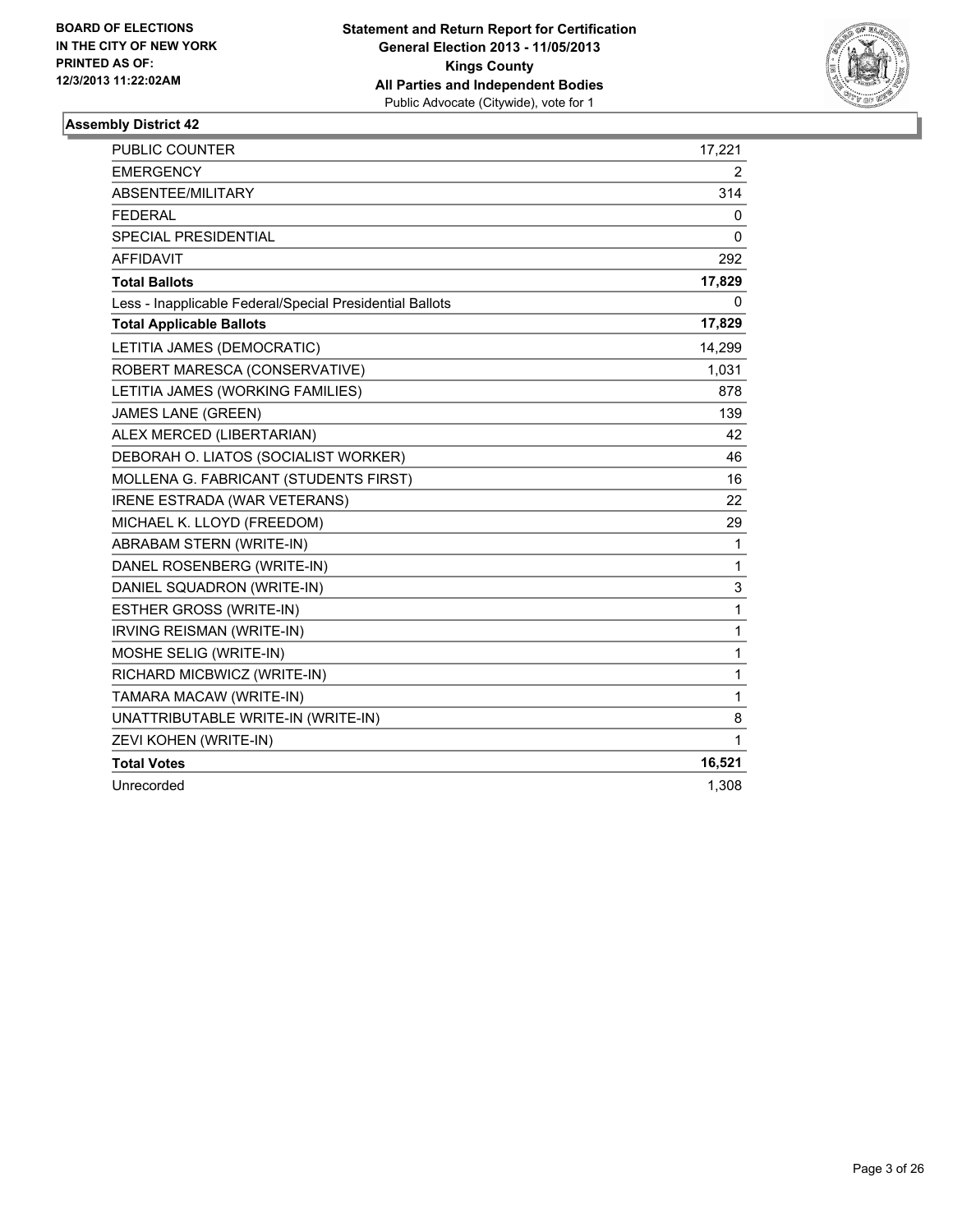BOARD OF ELECTIONS
IN THE CITY OF NEW YORK
PRINTED AS OF:
12/3/2013 11:22:02AM

**Statement and Return Report for Certification**
**General Election 2013 - 11/05/2013**
**Kings County**
**All Parties and Independent Bodies**
Public Advocate (Citywide), vote for 1

### Assembly District 42

| | |
|---|---|
| PUBLIC COUNTER | 17,221 |
| EMERGENCY | 2 |
| ABSENTEE/MILITARY | 314 |
| FEDERAL | 0 |
| SPECIAL PRESIDENTIAL | 0 |
| AFFIDAVIT | 292 |
| **Total Ballots** | **17,829** |
| Less - Inapplicable Federal/Special Presidential Ballots | 0 |
| **Total Applicable Ballots** | **17,829** |
| LETITIA JAMES (DEMOCRATIC) | 14,299 |
| ROBERT MARESCA (CONSERVATIVE) | 1,031 |
| LETITIA JAMES (WORKING FAMILIES) | 878 |
| JAMES LANE (GREEN) | 139 |
| ALEX MERCED (LIBERTARIAN) | 42 |
| DEBORAH O. LIATOS (SOCIALIST WORKER) | 46 |
| MOLLENA G. FABRICANT (STUDENTS FIRST) | 16 |
| IRENE ESTRADA (WAR VETERANS) | 22 |
| MICHAEL K. LLOYD (FREEDOM) | 29 |
| ABRABAM STERN (WRITE-IN) | 1 |
| DANEL ROSENBERG (WRITE-IN) | 1 |
| DANIEL SQUADRON (WRITE-IN) | 3 |
| ESTHER GROSS (WRITE-IN) | 1 |
| IRVING REISMAN (WRITE-IN) | 1 |
| MOSHE SELIG (WRITE-IN) | 1 |
| RICHARD MICBWICZ (WRITE-IN) | 1 |
| TAMARA MACAW (WRITE-IN) | 1 |
| UNATTRIBUTABLE WRITE-IN (WRITE-IN) | 8 |
| ZEVI KOHEN (WRITE-IN) | 1 |
| **Total Votes** | **16,521** |
| Unrecorded | 1,308 |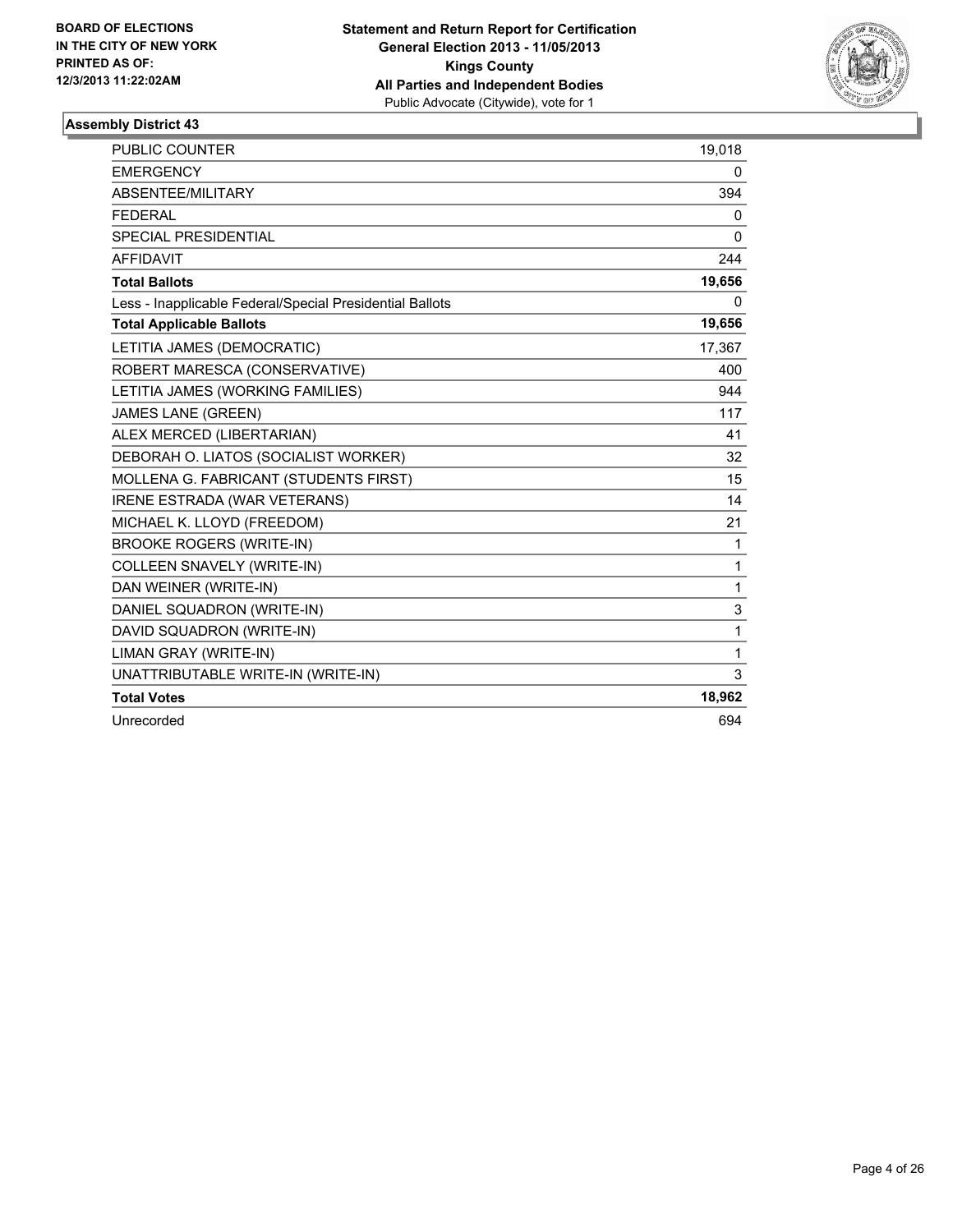**BOARD OF ELECTIONS IN THE CITY OF NEW YORK PRINTED AS OF: 12/3/2013 11:22:02AM**

**Statement and Return Report for Certification**
**General Election 2013 - 11/05/2013**
**Kings County**
**All Parties and Independent Bodies**
Public Advocate (Citywide), vote for 1

### Assembly District 43

| | |
|---|---|
| PUBLIC COUNTER | 19,018 |
| EMERGENCY | 0 |
| ABSENTEE/MILITARY | 394 |
| FEDERAL | 0 |
| SPECIAL PRESIDENTIAL | 0 |
| AFFIDAVIT | 244 |
| **Total Ballots** | **19,656** |
| Less - Inapplicable Federal/Special Presidential Ballots | 0 |
| **Total Applicable Ballots** | **19,656** |
| LETITIA JAMES (DEMOCRATIC) | 17,367 |
| ROBERT MARESCA (CONSERVATIVE) | 400 |
| LETITIA JAMES (WORKING FAMILIES) | 944 |
| JAMES LANE (GREEN) | 117 |
| ALEX MERCED (LIBERTARIAN) | 41 |
| DEBORAH O. LIATOS (SOCIALIST WORKER) | 32 |
| MOLLENA G. FABRICANT (STUDENTS FIRST) | 15 |
| IRENE ESTRADA (WAR VETERANS) | 14 |
| MICHAEL K. LLOYD (FREEDOM) | 21 |
| BROOKE ROGERS (WRITE-IN) | 1 |
| COLLEEN SNAVELY (WRITE-IN) | 1 |
| DAN WEINER (WRITE-IN) | 1 |
| DANIEL SQUADRON (WRITE-IN) | 3 |
| DAVID SQUADRON (WRITE-IN) | 1 |
| LIMAN GRAY (WRITE-IN) | 1 |
| UNATTRIBUTABLE WRITE-IN (WRITE-IN) | 3 |
| **Total Votes** | **18,962** |
| Unrecorded | 694 |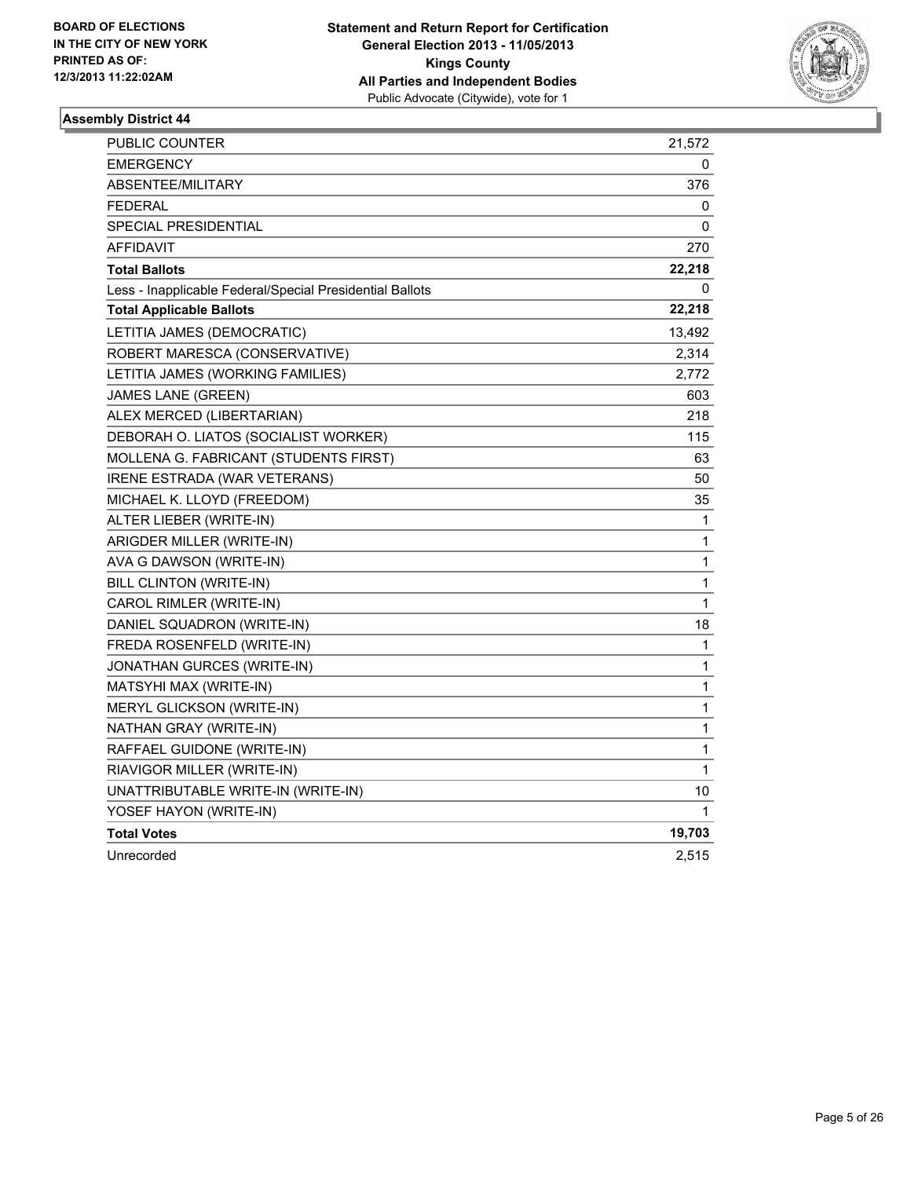**BOARD OF ELECTIONS IN THE CITY OF NEW YORK PRINTED AS OF: 12/3/2013 11:22:02AM**

**Statement and Return Report for Certification**
**General Election 2013 - 11/05/2013**
**Kings County**
**All Parties and Independent Bodies**
Public Advocate (Citywide), vote for 1

### Assembly District 44

| | |
|---|---|
| PUBLIC COUNTER | 21,572 |
| EMERGENCY | 0 |
| ABSENTEE/MILITARY | 376 |
| FEDERAL | 0 |
| SPECIAL PRESIDENTIAL | 0 |
| AFFIDAVIT | 270 |
| **Total Ballots** | **22,218** |
| Less - Inapplicable Federal/Special Presidential Ballots | 0 |
| **Total Applicable Ballots** | **22,218** |
| LETITIA JAMES (DEMOCRATIC) | 13,492 |
| ROBERT MARESCA (CONSERVATIVE) | 2,314 |
| LETITIA JAMES (WORKING FAMILIES) | 2,772 |
| JAMES LANE (GREEN) | 603 |
| ALEX MERCED (LIBERTARIAN) | 218 |
| DEBORAH O. LIATOS (SOCIALIST WORKER) | 115 |
| MOLLENA G. FABRICANT (STUDENTS FIRST) | 63 |
| IRENE ESTRADA (WAR VETERANS) | 50 |
| MICHAEL K. LLOYD (FREEDOM) | 35 |
| ALTER LIEBER (WRITE-IN) | 1 |
| ARIGDER MILLER (WRITE-IN) | 1 |
| AVA G DAWSON (WRITE-IN) | 1 |
| BILL CLINTON (WRITE-IN) | 1 |
| CAROL RIMLER (WRITE-IN) | 1 |
| DANIEL SQUADRON (WRITE-IN) | 18 |
| FREDA ROSENFELD (WRITE-IN) | 1 |
| JONATHAN GURCES (WRITE-IN) | 1 |
| MATSYHI MAX (WRITE-IN) | 1 |
| MERYL GLICKSON (WRITE-IN) | 1 |
| NATHAN GRAY (WRITE-IN) | 1 |
| RAFFAEL GUIDONE (WRITE-IN) | 1 |
| RIAVIGOR MILLER (WRITE-IN) | 1 |
| UNATTRIBUTABLE WRITE-IN (WRITE-IN) | 10 |
| YOSEF HAYON (WRITE-IN) | 1 |
| **Total Votes** | **19,703** |
| Unrecorded | 2,515 |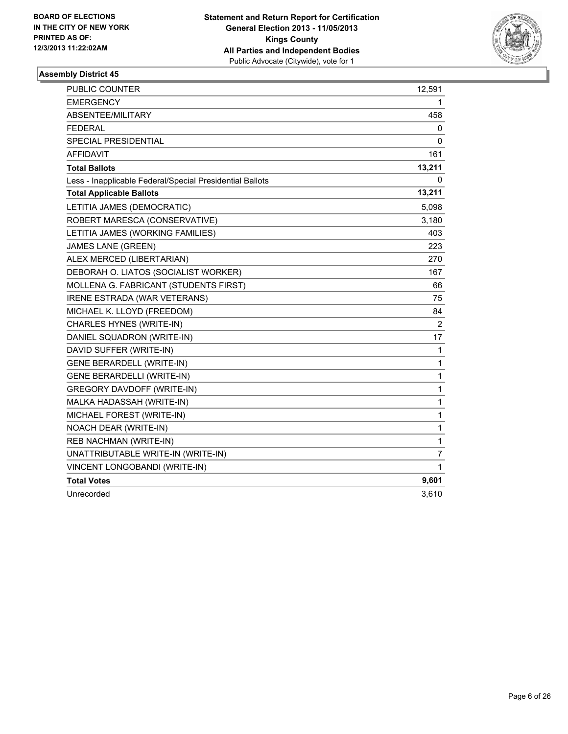**BOARD OF ELECTIONS IN THE CITY OF NEW YORK PRINTED AS OF: 12/3/2013 11:22:02AM**

**Statement and Return Report for Certification General Election 2013 - 11/05/2013 Kings County All Parties and Independent Bodies**
Public Advocate (Citywide), vote for 1

### Assembly District 45

| | |
|---|---|
| PUBLIC COUNTER | 12,591 |
| EMERGENCY | 1 |
| ABSENTEE/MILITARY | 458 |
| FEDERAL | 0 |
| SPECIAL PRESIDENTIAL | 0 |
| AFFIDAVIT | 161 |
| **Total Ballots** | **13,211** |
| Less - Inapplicable Federal/Special Presidential Ballots | 0 |
| **Total Applicable Ballots** | **13,211** |
| LETITIA JAMES (DEMOCRATIC) | 5,098 |
| ROBERT MARESCA (CONSERVATIVE) | 3,180 |
| LETITIA JAMES (WORKING FAMILIES) | 403 |
| JAMES LANE (GREEN) | 223 |
| ALEX MERCED (LIBERTARIAN) | 270 |
| DEBORAH O. LIATOS (SOCIALIST WORKER) | 167 |
| MOLLENA G. FABRICANT (STUDENTS FIRST) | 66 |
| IRENE ESTRADA (WAR VETERANS) | 75 |
| MICHAEL K. LLOYD (FREEDOM) | 84 |
| CHARLES HYNES (WRITE-IN) | 2 |
| DANIEL SQUADRON (WRITE-IN) | 17 |
| DAVID SUFFER (WRITE-IN) | 1 |
| GENE BERARDELL (WRITE-IN) | 1 |
| GENE BERARDELLI (WRITE-IN) | 1 |
| GREGORY DAVDOFF (WRITE-IN) | 1 |
| MALKA HADASSAH (WRITE-IN) | 1 |
| MICHAEL FOREST (WRITE-IN) | 1 |
| NOACH DEAR (WRITE-IN) | 1 |
| REB NACHMAN (WRITE-IN) | 1 |
| UNATTRIBUTABLE WRITE-IN (WRITE-IN) | 7 |
| VINCENT LONGOBANDI (WRITE-IN) | 1 |
| **Total Votes** | **9,601** |
| Unrecorded | 3,610 |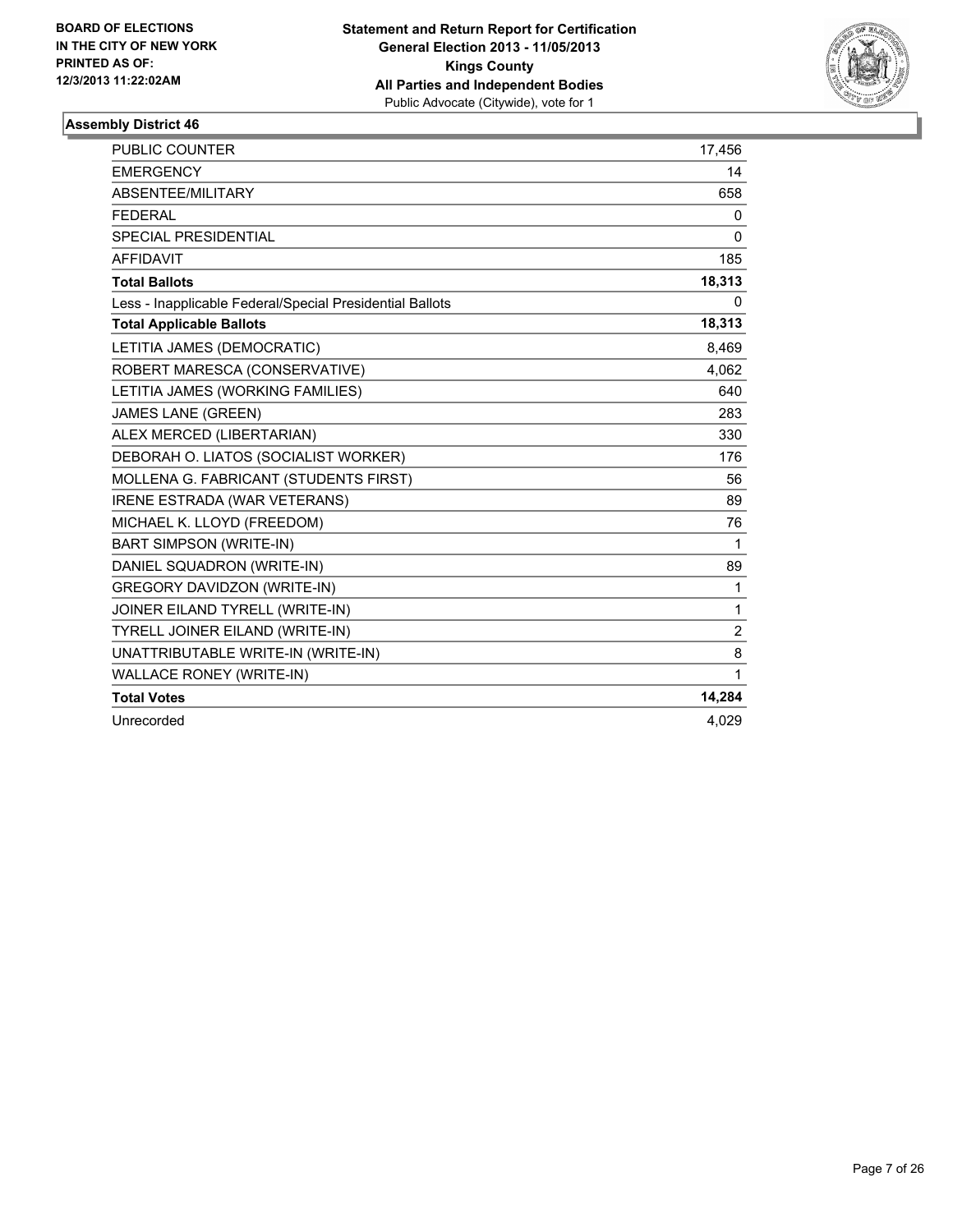**BOARD OF ELECTIONS IN THE CITY OF NEW YORK PRINTED AS OF: 12/3/2013 11:22:02AM**

**Statement and Return Report for Certification General Election 2013 - 11/05/2013 Kings County All Parties and Independent Bodies**
Public Advocate (Citywide), vote for 1

## Assembly District 46

| | |
|---|---|
| PUBLIC COUNTER | 17,456 |
| EMERGENCY | 14 |
| ABSENTEE/MILITARY | 658 |
| FEDERAL | 0 |
| SPECIAL PRESIDENTIAL | 0 |
| AFFIDAVIT | 185 |
| **Total Ballots** | **18,313** |
| Less - Inapplicable Federal/Special Presidential Ballots | 0 |
| **Total Applicable Ballots** | **18,313** |
| LETITIA JAMES (DEMOCRATIC) | 8,469 |
| ROBERT MARESCA (CONSERVATIVE) | 4,062 |
| LETITIA JAMES (WORKING FAMILIES) | 640 |
| JAMES LANE (GREEN) | 283 |
| ALEX MERCED (LIBERTARIAN) | 330 |
| DEBORAH O. LIATOS (SOCIALIST WORKER) | 176 |
| MOLLENA G. FABRICANT (STUDENTS FIRST) | 56 |
| IRENE ESTRADA (WAR VETERANS) | 89 |
| MICHAEL K. LLOYD (FREEDOM) | 76 |
| BART SIMPSON (WRITE-IN) | 1 |
| DANIEL SQUADRON (WRITE-IN) | 89 |
| GREGORY DAVIDZON (WRITE-IN) | 1 |
| JOINER EILAND TYRELL (WRITE-IN) | 1 |
| TYRELL JOINER EILAND (WRITE-IN) | 2 |
| UNATTRIBUTABLE WRITE-IN (WRITE-IN) | 8 |
| WALLACE RONEY (WRITE-IN) | 1 |
| **Total Votes** | **14,284** |
| Unrecorded | 4,029 |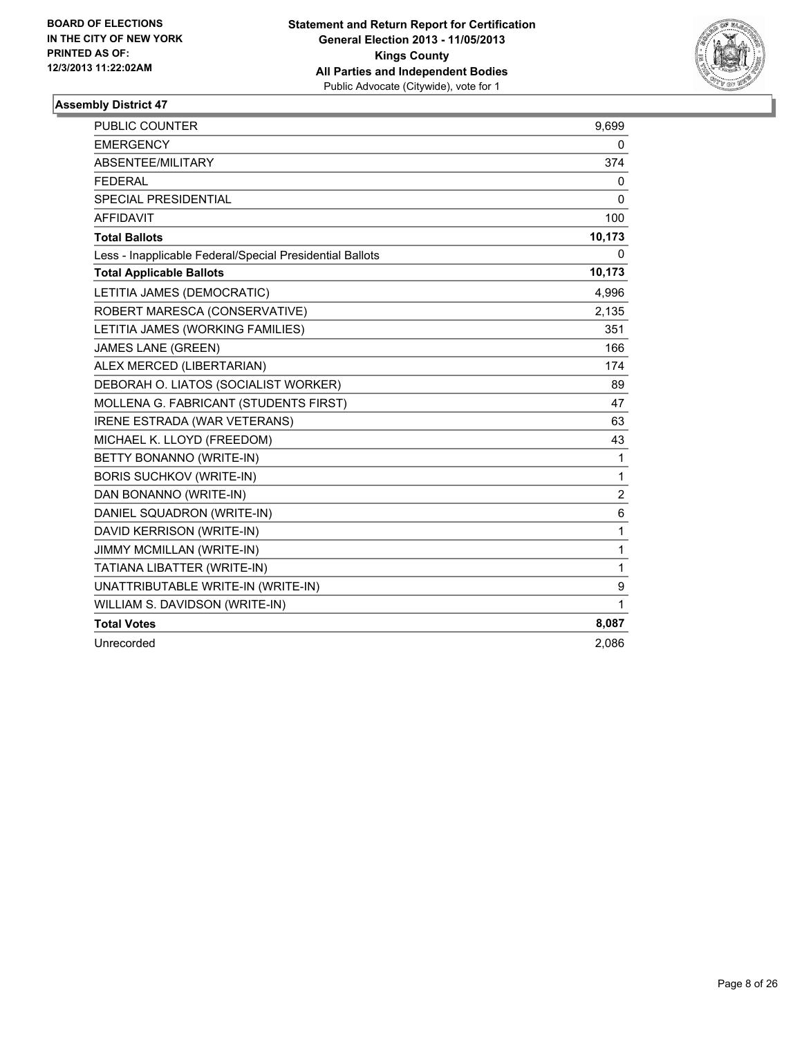**BOARD OF ELECTIONS IN THE CITY OF NEW YORK PRINTED AS OF: 12/3/2013 11:22:02AM**

**Statement and Return Report for Certification**
**General Election 2013 - 11/05/2013**
**Kings County**
**All Parties and Independent Bodies**
Public Advocate (Citywide), vote for 1

### Assembly District 47

| | |
|---|---|
| PUBLIC COUNTER | 9,699 |
| EMERGENCY | 0 |
| ABSENTEE/MILITARY | 374 |
| FEDERAL | 0 |
| SPECIAL PRESIDENTIAL | 0 |
| AFFIDAVIT | 100 |
| **Total Ballots** | **10,173** |
| Less - Inapplicable Federal/Special Presidential Ballots | 0 |
| **Total Applicable Ballots** | **10,173** |
| LETITIA JAMES (DEMOCRATIC) | 4,996 |
| ROBERT MARESCA (CONSERVATIVE) | 2,135 |
| LETITIA JAMES (WORKING FAMILIES) | 351 |
| JAMES LANE (GREEN) | 166 |
| ALEX MERCED (LIBERTARIAN) | 174 |
| DEBORAH O. LIATOS (SOCIALIST WORKER) | 89 |
| MOLLENA G. FABRICANT (STUDENTS FIRST) | 47 |
| IRENE ESTRADA (WAR VETERANS) | 63 |
| MICHAEL K. LLOYD (FREEDOM) | 43 |
| BETTY BONANNO (WRITE-IN) | 1 |
| BORIS SUCHKOV (WRITE-IN) | 1 |
| DAN BONANNO (WRITE-IN) | 2 |
| DANIEL SQUADRON (WRITE-IN) | 6 |
| DAVID KERRISON (WRITE-IN) | 1 |
| JIMMY MCMILLAN (WRITE-IN) | 1 |
| TATIANA LIBATTER (WRITE-IN) | 1 |
| UNATTRIBUTABLE WRITE-IN (WRITE-IN) | 9 |
| WILLIAM S. DAVIDSON (WRITE-IN) | 1 |
| **Total Votes** | **8,087** |
| Unrecorded | 2,086 |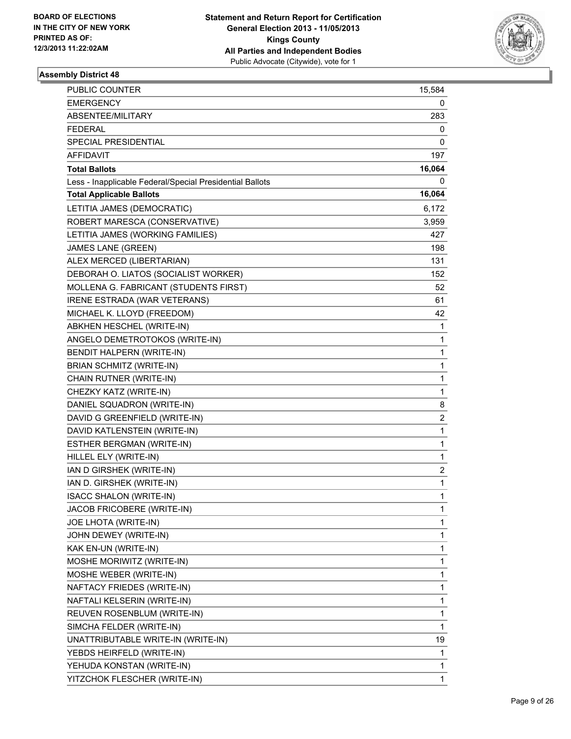**BOARD OF ELECTIONS IN THE CITY OF NEW YORK PRINTED AS OF: 12/3/2013 11:22:02AM**

**Statement and Return Report for Certification General Election 2013 - 11/05/2013 Kings County All Parties and Independent Bodies**
Public Advocate (Citywide), vote for 1

### Assembly District 48

| | |
|---|---|
| PUBLIC COUNTER | 15,584 |
| EMERGENCY | 0 |
| ABSENTEE/MILITARY | 283 |
| FEDERAL | 0 |
| SPECIAL PRESIDENTIAL | 0 |
| AFFIDAVIT | 197 |
| **Total Ballots** | **16,064** |
| Less - Inapplicable Federal/Special Presidential Ballots | 0 |
| **Total Applicable Ballots** | **16,064** |
| LETITIA JAMES (DEMOCRATIC) | 6,172 |
| ROBERT MARESCA (CONSERVATIVE) | 3,959 |
| LETITIA JAMES (WORKING FAMILIES) | 427 |
| JAMES LANE (GREEN) | 198 |
| ALEX MERCED (LIBERTARIAN) | 131 |
| DEBORAH O. LIATOS (SOCIALIST WORKER) | 152 |
| MOLLENA G. FABRICANT (STUDENTS FIRST) | 52 |
| IRENE ESTRADA (WAR VETERANS) | 61 |
| MICHAEL K. LLOYD (FREEDOM) | 42 |
| ABKHEN HESCHEL (WRITE-IN) | 1 |
| ANGELO DEMETROTOKOS (WRITE-IN) | 1 |
| BENDIT HALPERN (WRITE-IN) | 1 |
| BRIAN SCHMITZ (WRITE-IN) | 1 |
| CHAIN RUTNER (WRITE-IN) | 1 |
| CHEZKY KATZ (WRITE-IN) | 1 |
| DANIEL SQUADRON (WRITE-IN) | 8 |
| DAVID G GREENFIELD (WRITE-IN) | 2 |
| DAVID KATLENSTEIN (WRITE-IN) | 1 |
| ESTHER BERGMAN (WRITE-IN) | 1 |
| HILLEL ELY (WRITE-IN) | 1 |
| IAN D GIRSHEK (WRITE-IN) | 2 |
| IAN D. GIRSHEK (WRITE-IN) | 1 |
| ISACC SHALON (WRITE-IN) | 1 |
| JACOB FRICOBERE (WRITE-IN) | 1 |
| JOE LHOTA (WRITE-IN) | 1 |
| JOHN DEWEY (WRITE-IN) | 1 |
| KAK EN-UN (WRITE-IN) | 1 |
| MOSHE MORIWITZ (WRITE-IN) | 1 |
| MOSHE WEBER (WRITE-IN) | 1 |
| NAFTACY FRIEDES (WRITE-IN) | 1 |
| NAFTALI KELSERIN (WRITE-IN) | 1 |
| REUVEN ROSENBLUM (WRITE-IN) | 1 |
| SIMCHA FELDER (WRITE-IN) | 1 |
| UNATTRIBUTABLE WRITE-IN (WRITE-IN) | 19 |
| YEBDS HEIRFELD (WRITE-IN) | 1 |
| YEHUDA KONSTAN (WRITE-IN) | 1 |
| YITZCHOK FLESCHER (WRITE-IN) | 1 |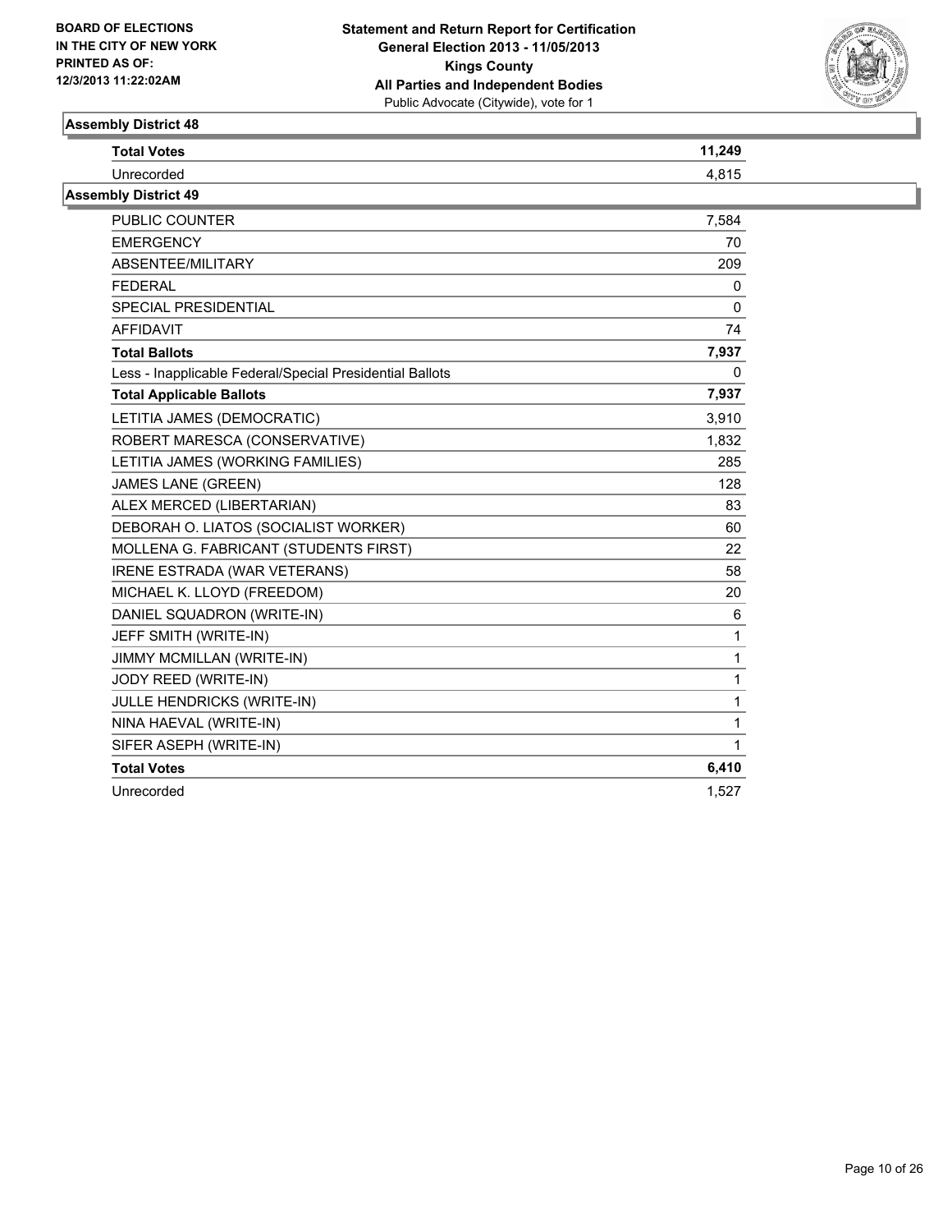**BOARD OF ELECTIONS IN THE CITY OF NEW YORK PRINTED AS OF: 12/3/2013 11:22:02AM**

**Statement and Return Report for Certification General Election 2013 - 11/05/2013 Kings County All Parties and Independent Bodies**
Public Advocate (Citywide), vote for 1

### Assembly District 48

| | |
|---|---|
| **Total Votes** | **11,249** |
| Unrecorded | 4,815 |

### Assembly District 49

| | |
|---|---|
| PUBLIC COUNTER | 7,584 |
| EMERGENCY | 70 |
| ABSENTEE/MILITARY | 209 |
| FEDERAL | 0 |
| SPECIAL PRESIDENTIAL | 0 |
| AFFIDAVIT | 74 |
| **Total Ballots** | **7,937** |
| Less - Inapplicable Federal/Special Presidential Ballots | 0 |
| **Total Applicable Ballots** | **7,937** |
| LETITIA JAMES (DEMOCRATIC) | 3,910 |
| ROBERT MARESCA (CONSERVATIVE) | 1,832 |
| LETITIA JAMES (WORKING FAMILIES) | 285 |
| JAMES LANE (GREEN) | 128 |
| ALEX MERCED (LIBERTARIAN) | 83 |
| DEBORAH O. LIATOS (SOCIALIST WORKER) | 60 |
| MOLLENA G. FABRICANT (STUDENTS FIRST) | 22 |
| IRENE ESTRADA (WAR VETERANS) | 58 |
| MICHAEL K. LLOYD (FREEDOM) | 20 |
| DANIEL SQUADRON (WRITE-IN) | 6 |
| JEFF SMITH (WRITE-IN) | 1 |
| JIMMY MCMILLAN (WRITE-IN) | 1 |
| JODY REED (WRITE-IN) | 1 |
| JULLE HENDRICKS (WRITE-IN) | 1 |
| NINA HAEVAL (WRITE-IN) | 1 |
| SIFER ASEPH (WRITE-IN) | 1 |
| **Total Votes** | **6,410** |
| Unrecorded | 1,527 |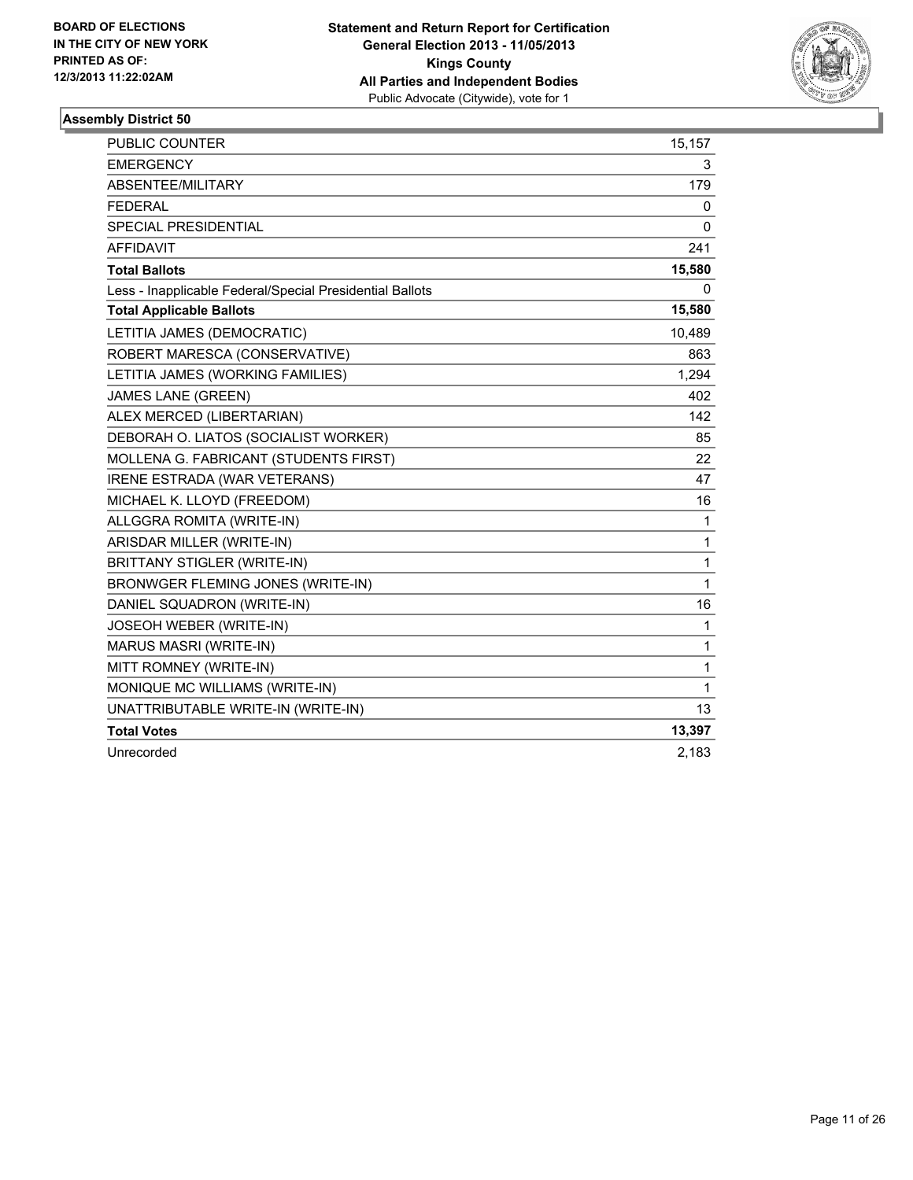BOARD OF ELECTIONS
IN THE CITY OF NEW YORK
PRINTED AS OF:
12/3/2013 11:22:02AM

**Statement and Return Report for Certification**
**General Election 2013 - 11/05/2013**
**Kings County**
**All Parties and Independent Bodies**
Public Advocate (Citywide), vote for 1

### Assembly District 50

| | |
|---|---|
| PUBLIC COUNTER | 15,157 |
| EMERGENCY | 3 |
| ABSENTEE/MILITARY | 179 |
| FEDERAL | 0 |
| SPECIAL PRESIDENTIAL | 0 |
| AFFIDAVIT | 241 |
| **Total Ballots** | **15,580** |
| Less - Inapplicable Federal/Special Presidential Ballots | 0 |
| **Total Applicable Ballots** | **15,580** |
| LETITIA JAMES (DEMOCRATIC) | 10,489 |
| ROBERT MARESCA (CONSERVATIVE) | 863 |
| LETITIA JAMES (WORKING FAMILIES) | 1,294 |
| JAMES LANE (GREEN) | 402 |
| ALEX MERCED (LIBERTARIAN) | 142 |
| DEBORAH O. LIATOS (SOCIALIST WORKER) | 85 |
| MOLLENA G. FABRICANT (STUDENTS FIRST) | 22 |
| IRENE ESTRADA (WAR VETERANS) | 47 |
| MICHAEL K. LLOYD (FREEDOM) | 16 |
| ALLGGRA ROMITA (WRITE-IN) | 1 |
| ARISDAR MILLER (WRITE-IN) | 1 |
| BRITTANY STIGLER (WRITE-IN) | 1 |
| BRONWGER FLEMING JONES (WRITE-IN) | 1 |
| DANIEL SQUADRON (WRITE-IN) | 16 |
| JOSEOH WEBER (WRITE-IN) | 1 |
| MARUS MASRI (WRITE-IN) | 1 |
| MITT ROMNEY (WRITE-IN) | 1 |
| MONIQUE MC WILLIAMS (WRITE-IN) | 1 |
| UNATTRIBUTABLE WRITE-IN (WRITE-IN) | 13 |
| **Total Votes** | **13,397** |
| Unrecorded | 2,183 |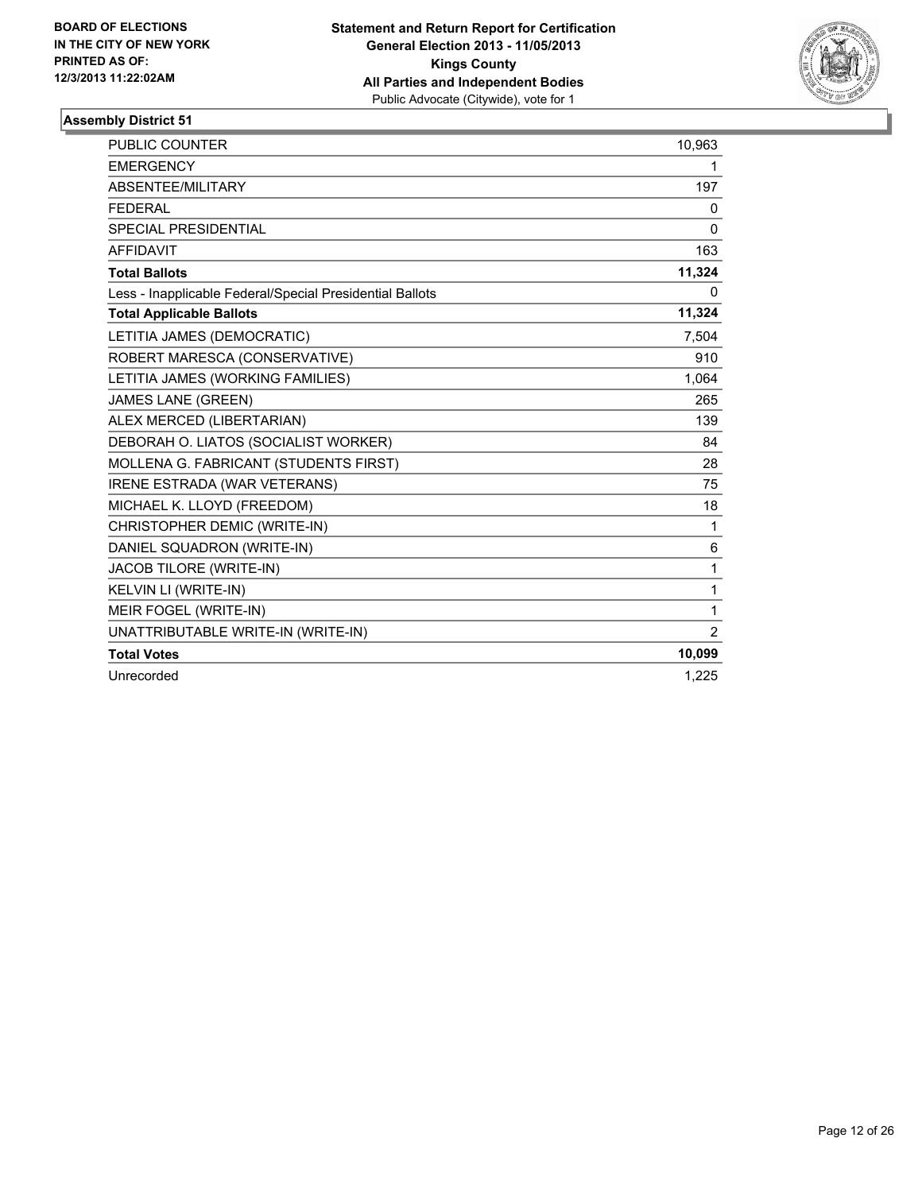BOARD OF ELECTIONS
IN THE CITY OF NEW YORK
PRINTED AS OF:
12/3/2013 11:22:02AM

**Statement and Return Report for Certification**
**General Election 2013 - 11/05/2013**
**Kings County**
**All Parties and Independent Bodies**
Public Advocate (Citywide), vote for 1

## Assembly District 51

| | |
|---|---|
| PUBLIC COUNTER | 10,963 |
| EMERGENCY | 1 |
| ABSENTEE/MILITARY | 197 |
| FEDERAL | 0 |
| SPECIAL PRESIDENTIAL | 0 |
| AFFIDAVIT | 163 |
| **Total Ballots** | **11,324** |
| Less - Inapplicable Federal/Special Presidential Ballots | 0 |
| **Total Applicable Ballots** | **11,324** |
| LETITIA JAMES (DEMOCRATIC) | 7,504 |
| ROBERT MARESCA (CONSERVATIVE) | 910 |
| LETITIA JAMES (WORKING FAMILIES) | 1,064 |
| JAMES LANE (GREEN) | 265 |
| ALEX MERCED (LIBERTARIAN) | 139 |
| DEBORAH O. LIATOS (SOCIALIST WORKER) | 84 |
| MOLLENA G. FABRICANT (STUDENTS FIRST) | 28 |
| IRENE ESTRADA (WAR VETERANS) | 75 |
| MICHAEL K. LLOYD (FREEDOM) | 18 |
| CHRISTOPHER DEMIC (WRITE-IN) | 1 |
| DANIEL SQUADRON (WRITE-IN) | 6 |
| JACOB TILORE (WRITE-IN) | 1 |
| KELVIN LI (WRITE-IN) | 1 |
| MEIR FOGEL (WRITE-IN) | 1 |
| UNATTRIBUTABLE WRITE-IN (WRITE-IN) | 2 |
| **Total Votes** | **10,099** |
| Unrecorded | 1,225 |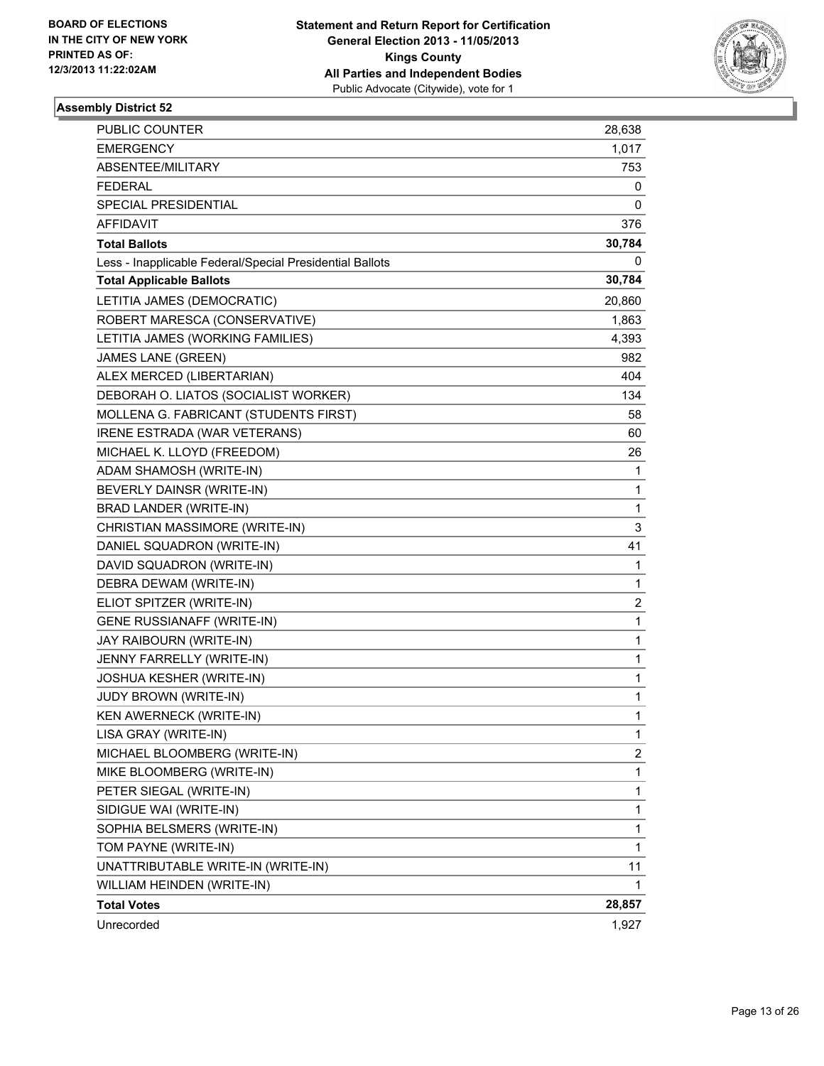BOARD OF ELECTIONS
IN THE CITY OF NEW YORK
PRINTED AS OF:
12/3/2013 11:22:02AM

**Statement and Return Report for Certification**
**General Election 2013 - 11/05/2013**
**Kings County**
**All Parties and Independent Bodies**
Public Advocate (Citywide), vote for 1

### Assembly District 52

| | |
|---|---|
| PUBLIC COUNTER | 28,638 |
| EMERGENCY | 1,017 |
| ABSENTEE/MILITARY | 753 |
| FEDERAL | 0 |
| SPECIAL PRESIDENTIAL | 0 |
| AFFIDAVIT | 376 |
| **Total Ballots** | **30,784** |
| Less - Inapplicable Federal/Special Presidential Ballots | 0 |
| **Total Applicable Ballots** | **30,784** |
| LETITIA JAMES (DEMOCRATIC) | 20,860 |
| ROBERT MARESCA (CONSERVATIVE) | 1,863 |
| LETITIA JAMES (WORKING FAMILIES) | 4,393 |
| JAMES LANE (GREEN) | 982 |
| ALEX MERCED (LIBERTARIAN) | 404 |
| DEBORAH O. LIATOS (SOCIALIST WORKER) | 134 |
| MOLLENA G. FABRICANT (STUDENTS FIRST) | 58 |
| IRENE ESTRADA (WAR VETERANS) | 60 |
| MICHAEL K. LLOYD (FREEDOM) | 26 |
| ADAM SHAMOSH (WRITE-IN) | 1 |
| BEVERLY DAINSR (WRITE-IN) | 1 |
| BRAD LANDER (WRITE-IN) | 1 |
| CHRISTIAN MASSIMORE (WRITE-IN) | 3 |
| DANIEL SQUADRON (WRITE-IN) | 41 |
| DAVID SQUADRON (WRITE-IN) | 1 |
| DEBRA DEWAM (WRITE-IN) | 1 |
| ELIOT SPITZER (WRITE-IN) | 2 |
| GENE RUSSIANAFF (WRITE-IN) | 1 |
| JAY RAIBOURN (WRITE-IN) | 1 |
| JENNY FARRELLY (WRITE-IN) | 1 |
| JOSHUA KESHER (WRITE-IN) | 1 |
| JUDY BROWN (WRITE-IN) | 1 |
| KEN AWERNECK (WRITE-IN) | 1 |
| LISA GRAY (WRITE-IN) | 1 |
| MICHAEL BLOOMBERG (WRITE-IN) | 2 |
| MIKE BLOOMBERG (WRITE-IN) | 1 |
| PETER SIEGAL (WRITE-IN) | 1 |
| SIDIGUE WAI (WRITE-IN) | 1 |
| SOPHIA BELSMERS (WRITE-IN) | 1 |
| TOM PAYNE (WRITE-IN) | 1 |
| UNATTRIBUTABLE WRITE-IN (WRITE-IN) | 11 |
| WILLIAM HEINDEN (WRITE-IN) | 1 |
| **Total Votes** | **28,857** |
| Unrecorded | 1,927 |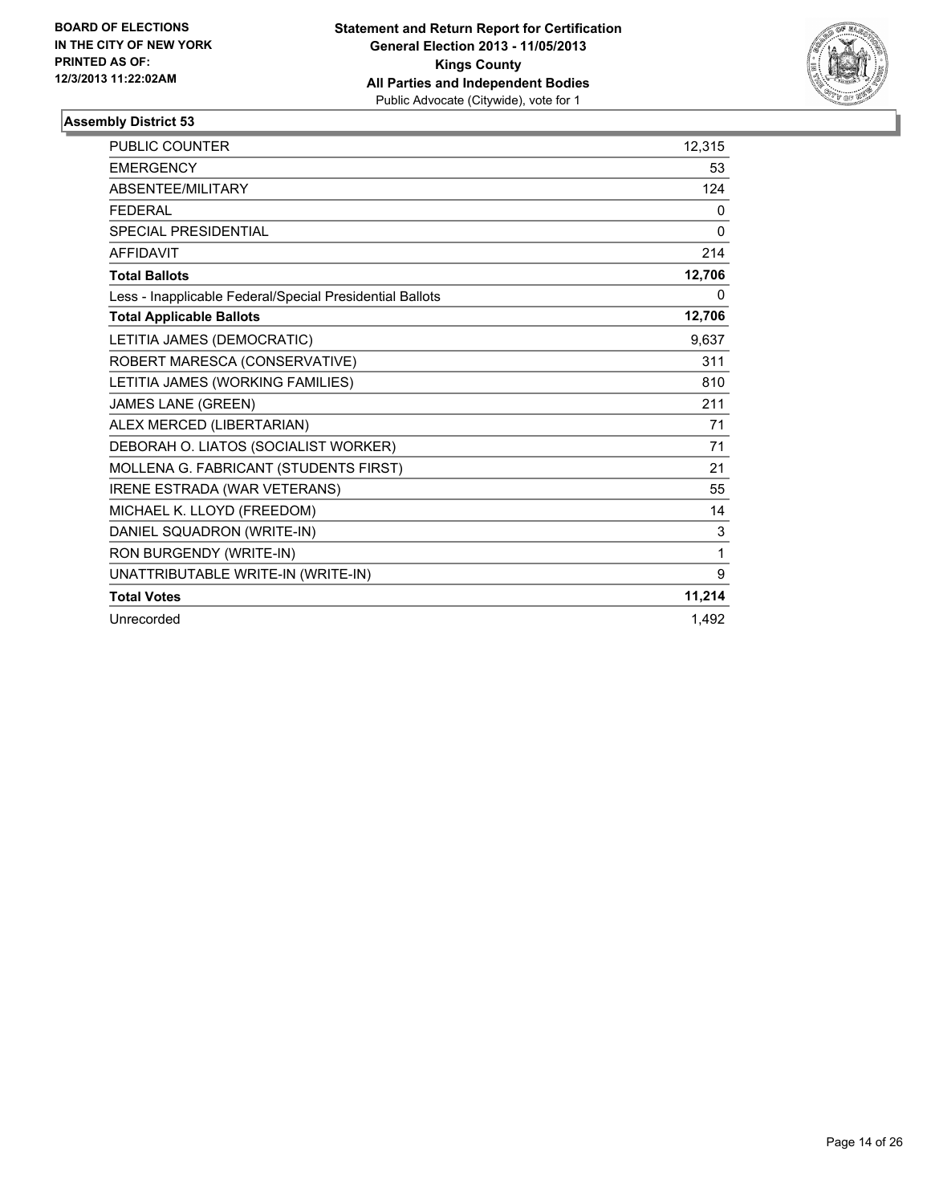**BOARD OF ELECTIONS IN THE CITY OF NEW YORK PRINTED AS OF: 12/3/2013 11:22:02AM**

**Statement and Return Report for Certification General Election 2013 - 11/05/2013 Kings County All Parties and Independent Bodies**
Public Advocate (Citywide), vote for 1

### Assembly District 53

| | |
|---|---|
| PUBLIC COUNTER | 12,315 |
| EMERGENCY | 53 |
| ABSENTEE/MILITARY | 124 |
| FEDERAL | 0 |
| SPECIAL PRESIDENTIAL | 0 |
| AFFIDAVIT | 214 |
| **Total Ballots** | **12,706** |
| Less - Inapplicable Federal/Special Presidential Ballots | 0 |
| **Total Applicable Ballots** | **12,706** |
| LETITIA JAMES (DEMOCRATIC) | 9,637 |
| ROBERT MARESCA (CONSERVATIVE) | 311 |
| LETITIA JAMES (WORKING FAMILIES) | 810 |
| JAMES LANE (GREEN) | 211 |
| ALEX MERCED (LIBERTARIAN) | 71 |
| DEBORAH O. LIATOS (SOCIALIST WORKER) | 71 |
| MOLLENA G. FABRICANT (STUDENTS FIRST) | 21 |
| IRENE ESTRADA (WAR VETERANS) | 55 |
| MICHAEL K. LLOYD (FREEDOM) | 14 |
| DANIEL SQUADRON (WRITE-IN) | 3 |
| RON BURGENDY (WRITE-IN) | 1 |
| UNATTRIBUTABLE WRITE-IN (WRITE-IN) | 9 |
| **Total Votes** | **11,214** |
| Unrecorded | 1,492 |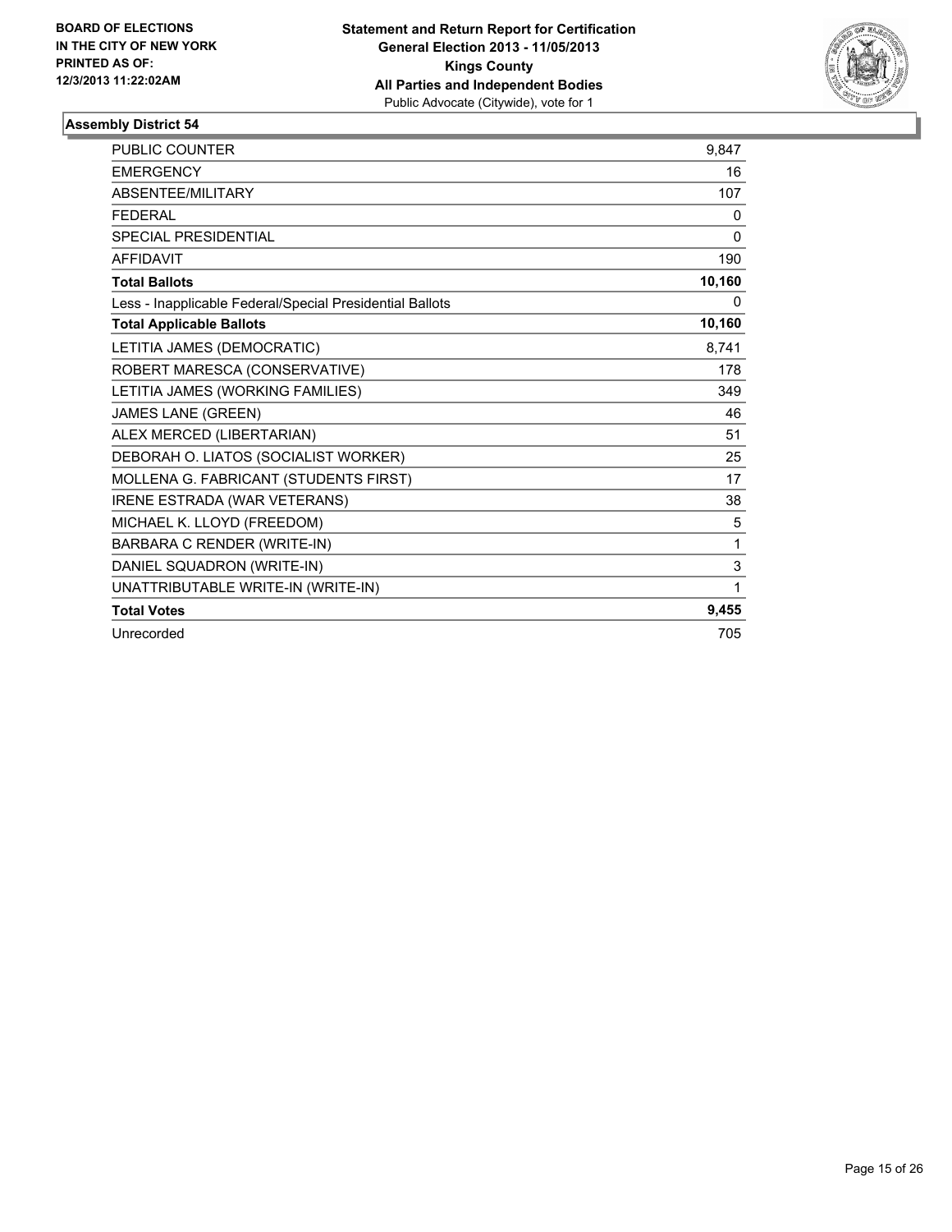BOARD OF ELECTIONS
IN THE CITY OF NEW YORK
PRINTED AS OF:
12/3/2013 11:22:02AM

**Statement and Return Report for Certification**
**General Election 2013 - 11/05/2013**
**Kings County**
**All Parties and Independent Bodies**
Public Advocate (Citywide), vote for 1

### Assembly District 54

| | |
|---|---|
| PUBLIC COUNTER | 9,847 |
| EMERGENCY | 16 |
| ABSENTEE/MILITARY | 107 |
| FEDERAL | 0 |
| SPECIAL PRESIDENTIAL | 0 |
| AFFIDAVIT | 190 |
| **Total Ballots** | **10,160** |
| Less - Inapplicable Federal/Special Presidential Ballots | 0 |
| **Total Applicable Ballots** | **10,160** |
| LETITIA JAMES (DEMOCRATIC) | 8,741 |
| ROBERT MARESCA (CONSERVATIVE) | 178 |
| LETITIA JAMES (WORKING FAMILIES) | 349 |
| JAMES LANE (GREEN) | 46 |
| ALEX MERCED (LIBERTARIAN) | 51 |
| DEBORAH O. LIATOS (SOCIALIST WORKER) | 25 |
| MOLLENA G. FABRICANT (STUDENTS FIRST) | 17 |
| IRENE ESTRADA (WAR VETERANS) | 38 |
| MICHAEL K. LLOYD (FREEDOM) | 5 |
| BARBARA C RENDER (WRITE-IN) | 1 |
| DANIEL SQUADRON (WRITE-IN) | 3 |
| UNATTRIBUTABLE WRITE-IN (WRITE-IN) | 1 |
| **Total Votes** | **9,455** |
| Unrecorded | 705 |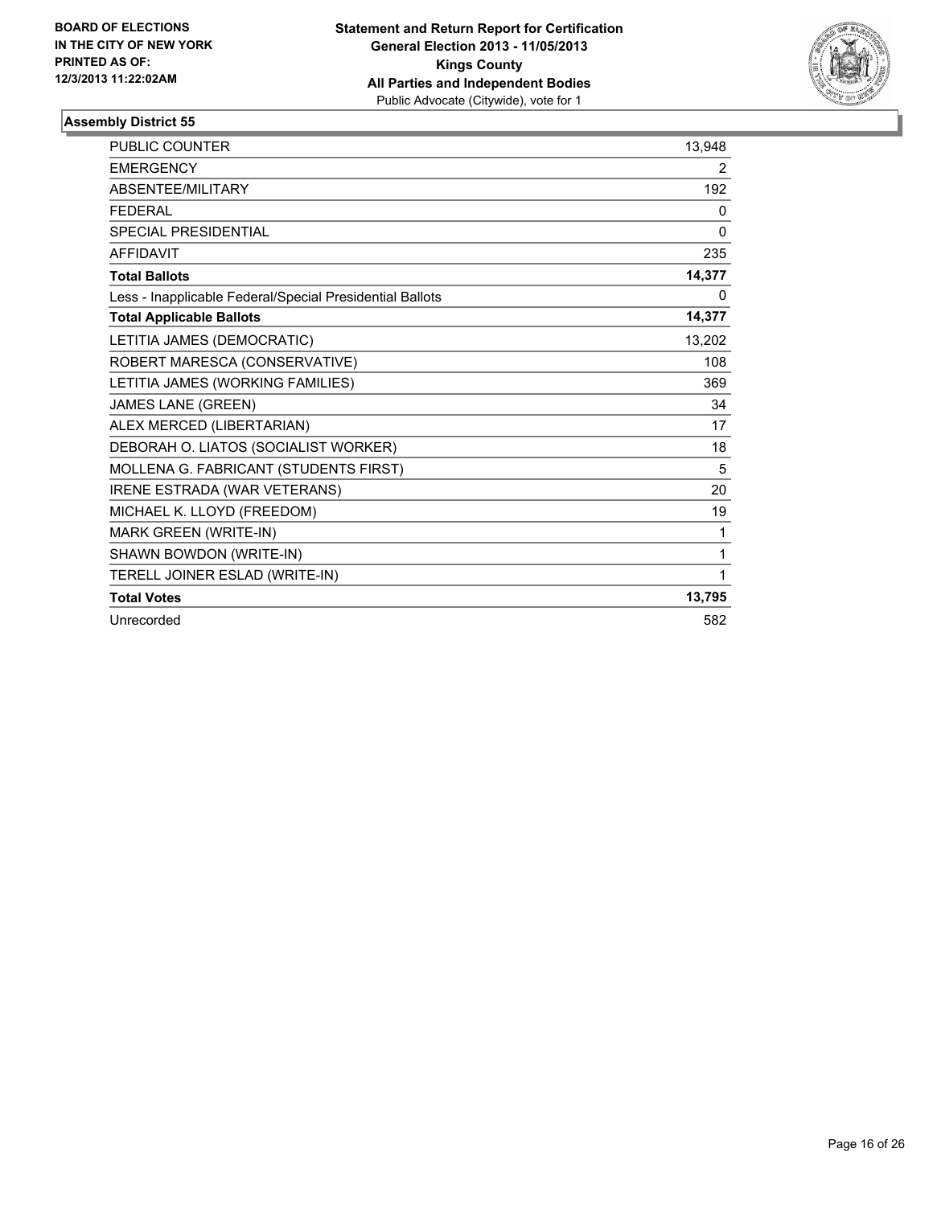**BOARD OF ELECTIONS IN THE CITY OF NEW YORK PRINTED AS OF: 12/3/2013 11:22:02AM**

**Statement and Return Report for Certification General Election 2013 - 11/05/2013 Kings County All Parties and Independent Bodies**
Public Advocate (Citywide), vote for 1

### Assembly District 55

| | |
|---|---|
| PUBLIC COUNTER | 13,948 |
| EMERGENCY | 2 |
| ABSENTEE/MILITARY | 192 |
| FEDERAL | 0 |
| SPECIAL PRESIDENTIAL | 0 |
| AFFIDAVIT | 235 |
| **Total Ballots** | **14,377** |
| Less - Inapplicable Federal/Special Presidential Ballots | 0 |
| **Total Applicable Ballots** | **14,377** |
| LETITIA JAMES (DEMOCRATIC) | 13,202 |
| ROBERT MARESCA (CONSERVATIVE) | 108 |
| LETITIA JAMES (WORKING FAMILIES) | 369 |
| JAMES LANE (GREEN) | 34 |
| ALEX MERCED (LIBERTARIAN) | 17 |
| DEBORAH O. LIATOS (SOCIALIST WORKER) | 18 |
| MOLLENA G. FABRICANT (STUDENTS FIRST) | 5 |
| IRENE ESTRADA (WAR VETERANS) | 20 |
| MICHAEL K. LLOYD (FREEDOM) | 19 |
| MARK GREEN (WRITE-IN) | 1 |
| SHAWN BOWDON (WRITE-IN) | 1 |
| TERELL JOINER ESLAD (WRITE-IN) | 1 |
| **Total Votes** | **13,795** |
| Unrecorded | 582 |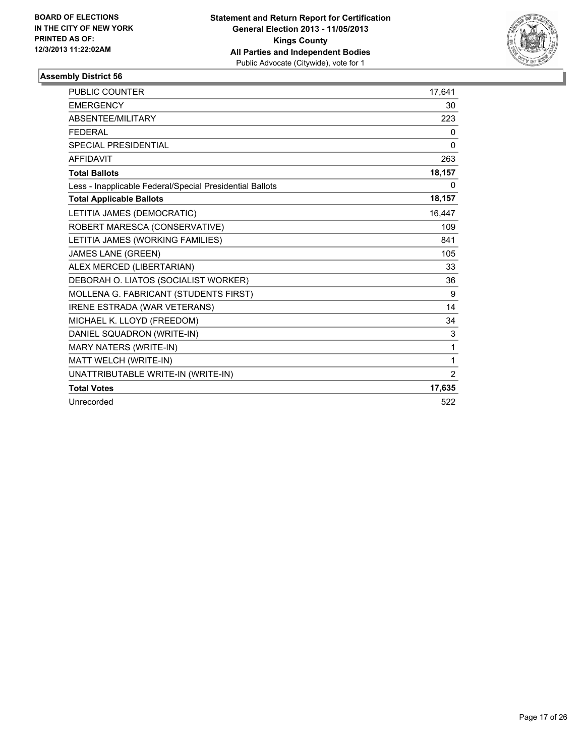**BOARD OF ELECTIONS IN THE CITY OF NEW YORK PRINTED AS OF: 12/3/2013 11:22:02AM**

**Statement and Return Report for Certification General Election 2013 - 11/05/2013 Kings County All Parties and Independent Bodies**
Public Advocate (Citywide), vote for 1

### Assembly District 56

| | |
|---|---|
| PUBLIC COUNTER | 17,641 |
| EMERGENCY | 30 |
| ABSENTEE/MILITARY | 223 |
| FEDERAL | 0 |
| SPECIAL PRESIDENTIAL | 0 |
| AFFIDAVIT | 263 |
| **Total Ballots** | **18,157** |
| Less - Inapplicable Federal/Special Presidential Ballots | 0 |
| **Total Applicable Ballots** | **18,157** |
| LETITIA JAMES (DEMOCRATIC) | 16,447 |
| ROBERT MARESCA (CONSERVATIVE) | 109 |
| LETITIA JAMES (WORKING FAMILIES) | 841 |
| JAMES LANE (GREEN) | 105 |
| ALEX MERCED (LIBERTARIAN) | 33 |
| DEBORAH O. LIATOS (SOCIALIST WORKER) | 36 |
| MOLLENA G. FABRICANT (STUDENTS FIRST) | 9 |
| IRENE ESTRADA (WAR VETERANS) | 14 |
| MICHAEL K. LLOYD (FREEDOM) | 34 |
| DANIEL SQUADRON (WRITE-IN) | 3 |
| MARY NATERS (WRITE-IN) | 1 |
| MATT WELCH (WRITE-IN) | 1 |
| UNATTRIBUTABLE WRITE-IN (WRITE-IN) | 2 |
| **Total Votes** | **17,635** |
| Unrecorded | 522 |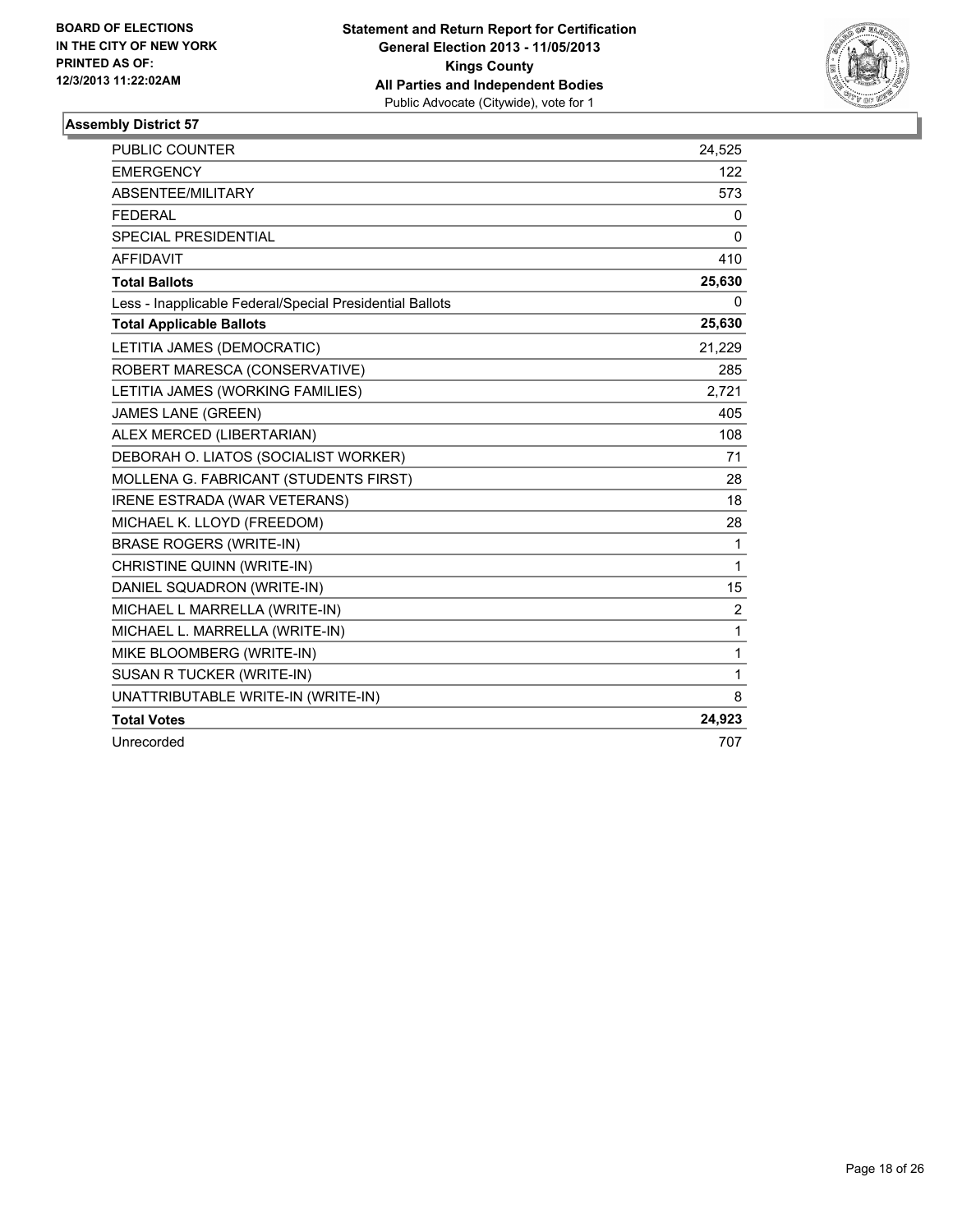**BOARD OF ELECTIONS IN THE CITY OF NEW YORK PRINTED AS OF: 12/3/2013 11:22:02AM**

**Statement and Return Report for Certification General Election 2013 - 11/05/2013 Kings County All Parties and Independent Bodies**
Public Advocate (Citywide), vote for 1

### Assembly District 57

| | |
|---|---|
| PUBLIC COUNTER | 24,525 |
| EMERGENCY | 122 |
| ABSENTEE/MILITARY | 573 |
| FEDERAL | 0 |
| SPECIAL PRESIDENTIAL | 0 |
| AFFIDAVIT | 410 |
| **Total Ballots** | **25,630** |
| Less - Inapplicable Federal/Special Presidential Ballots | 0 |
| **Total Applicable Ballots** | **25,630** |
| LETITIA JAMES (DEMOCRATIC) | 21,229 |
| ROBERT MARESCA (CONSERVATIVE) | 285 |
| LETITIA JAMES (WORKING FAMILIES) | 2,721 |
| JAMES LANE (GREEN) | 405 |
| ALEX MERCED (LIBERTARIAN) | 108 |
| DEBORAH O. LIATOS (SOCIALIST WORKER) | 71 |
| MOLLENA G. FABRICANT (STUDENTS FIRST) | 28 |
| IRENE ESTRADA (WAR VETERANS) | 18 |
| MICHAEL K. LLOYD (FREEDOM) | 28 |
| BRASE ROGERS (WRITE-IN) | 1 |
| CHRISTINE QUINN (WRITE-IN) | 1 |
| DANIEL SQUADRON (WRITE-IN) | 15 |
| MICHAEL L MARRELLA (WRITE-IN) | 2 |
| MICHAEL L. MARRELLA (WRITE-IN) | 1 |
| MIKE BLOOMBERG (WRITE-IN) | 1 |
| SUSAN R TUCKER (WRITE-IN) | 1 |
| UNATTRIBUTABLE WRITE-IN (WRITE-IN) | 8 |
| **Total Votes** | **24,923** |
| Unrecorded | 707 |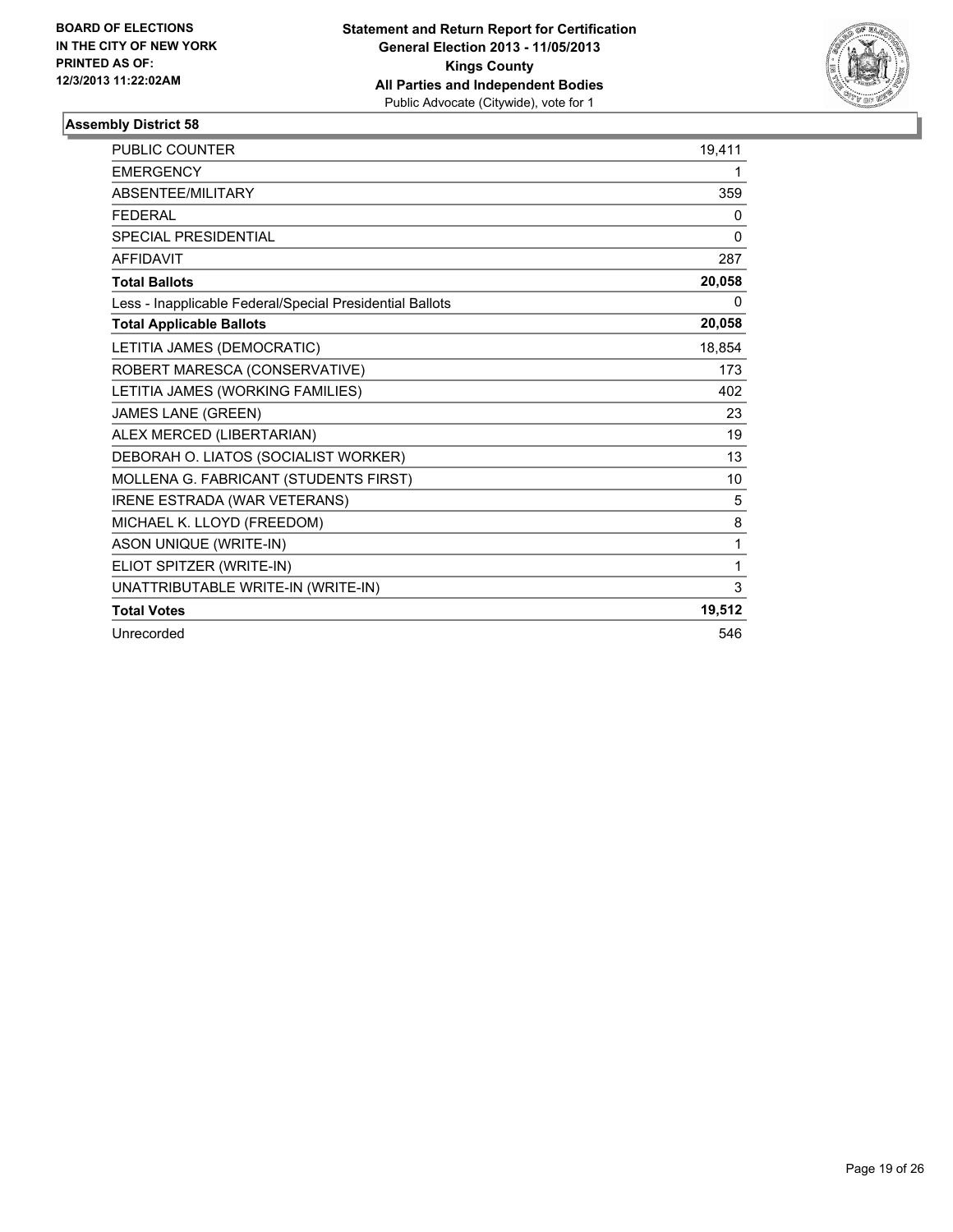**BOARD OF ELECTIONS IN THE CITY OF NEW YORK PRINTED AS OF: 12/3/2013 11:22:02AM**

**Statement and Return Report for Certification General Election 2013 - 11/05/2013 Kings County All Parties and Independent Bodies**
Public Advocate (Citywide), vote for 1

### Assembly District 58

| | |
|---|---|
| PUBLIC COUNTER | 19,411 |
| EMERGENCY | 1 |
| ABSENTEE/MILITARY | 359 |
| FEDERAL | 0 |
| SPECIAL PRESIDENTIAL | 0 |
| AFFIDAVIT | 287 |
| **Total Ballots** | **20,058** |
| Less - Inapplicable Federal/Special Presidential Ballots | 0 |
| **Total Applicable Ballots** | **20,058** |
| LETITIA JAMES (DEMOCRATIC) | 18,854 |
| ROBERT MARESCA (CONSERVATIVE) | 173 |
| LETITIA JAMES (WORKING FAMILIES) | 402 |
| JAMES LANE (GREEN) | 23 |
| ALEX MERCED (LIBERTARIAN) | 19 |
| DEBORAH O. LIATOS (SOCIALIST WORKER) | 13 |
| MOLLENA G. FABRICANT (STUDENTS FIRST) | 10 |
| IRENE ESTRADA (WAR VETERANS) | 5 |
| MICHAEL K. LLOYD (FREEDOM) | 8 |
| ASON UNIQUE (WRITE-IN) | 1 |
| ELIOT SPITZER (WRITE-IN) | 1 |
| UNATTRIBUTABLE WRITE-IN (WRITE-IN) | 3 |
| **Total Votes** | **19,512** |
| Unrecorded | 546 |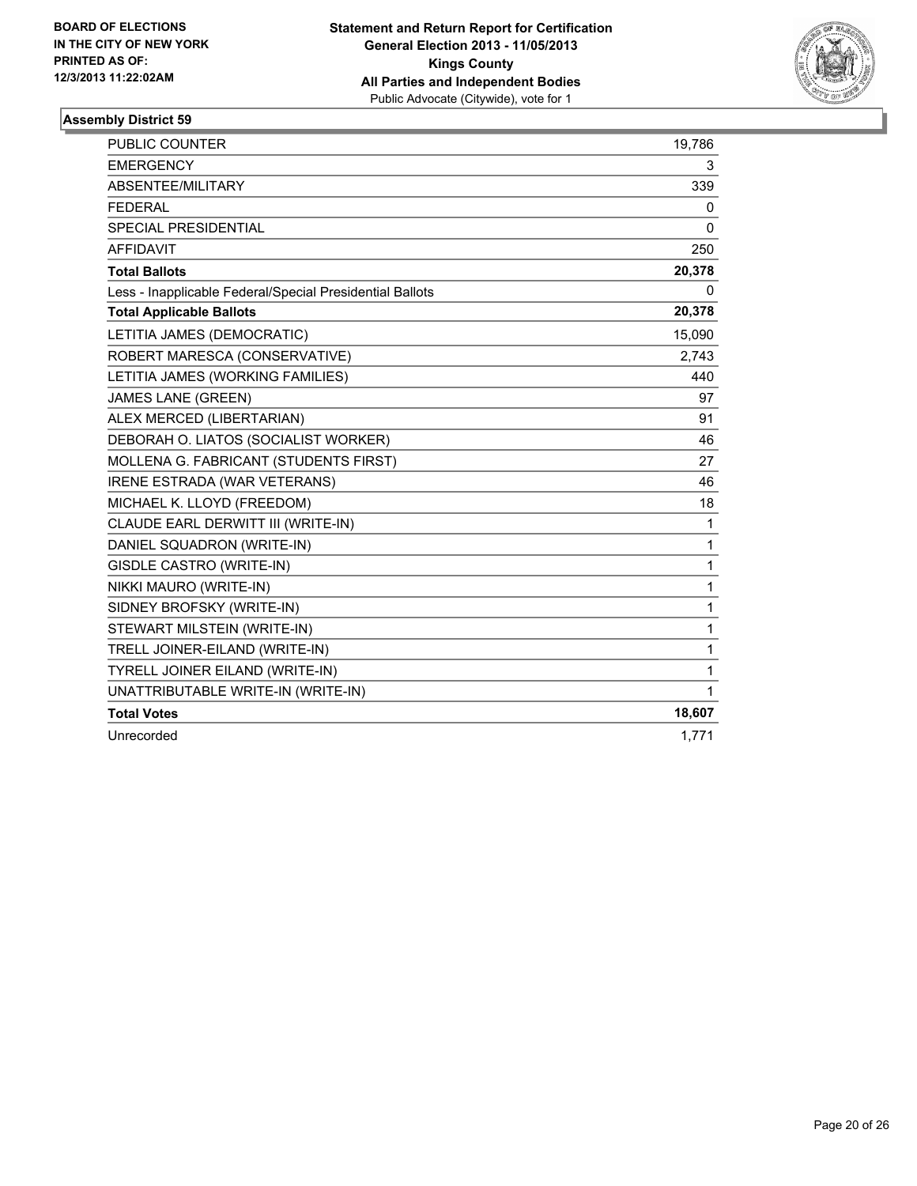BOARD OF ELECTIONS
IN THE CITY OF NEW YORK
PRINTED AS OF:
12/3/2013 11:22:02AM

**Statement and Return Report for Certification**
**General Election 2013 - 11/05/2013**
**Kings County**
**All Parties and Independent Bodies**
Public Advocate (Citywide), vote for 1

### Assembly District 59

| | |
|---|---|
| PUBLIC COUNTER | 19,786 |
| EMERGENCY | 3 |
| ABSENTEE/MILITARY | 339 |
| FEDERAL | 0 |
| SPECIAL PRESIDENTIAL | 0 |
| AFFIDAVIT | 250 |
| **Total Ballots** | **20,378** |
| Less - Inapplicable Federal/Special Presidential Ballots | 0 |
| **Total Applicable Ballots** | **20,378** |
| LETITIA JAMES (DEMOCRATIC) | 15,090 |
| ROBERT MARESCA (CONSERVATIVE) | 2,743 |
| LETITIA JAMES (WORKING FAMILIES) | 440 |
| JAMES LANE (GREEN) | 97 |
| ALEX MERCED (LIBERTARIAN) | 91 |
| DEBORAH O. LIATOS (SOCIALIST WORKER) | 46 |
| MOLLENA G. FABRICANT (STUDENTS FIRST) | 27 |
| IRENE ESTRADA (WAR VETERANS) | 46 |
| MICHAEL K. LLOYD (FREEDOM) | 18 |
| CLAUDE EARL DERWITT III (WRITE-IN) | 1 |
| DANIEL SQUADRON (WRITE-IN) | 1 |
| GISDLE CASTRO (WRITE-IN) | 1 |
| NIKKI MAURO (WRITE-IN) | 1 |
| SIDNEY BROFSKY (WRITE-IN) | 1 |
| STEWART MILSTEIN (WRITE-IN) | 1 |
| TRELL JOINER-EILAND (WRITE-IN) | 1 |
| TYRELL JOINER EILAND (WRITE-IN) | 1 |
| UNATTRIBUTABLE WRITE-IN (WRITE-IN) | 1 |
| **Total Votes** | **18,607** |
| Unrecorded | 1,771 |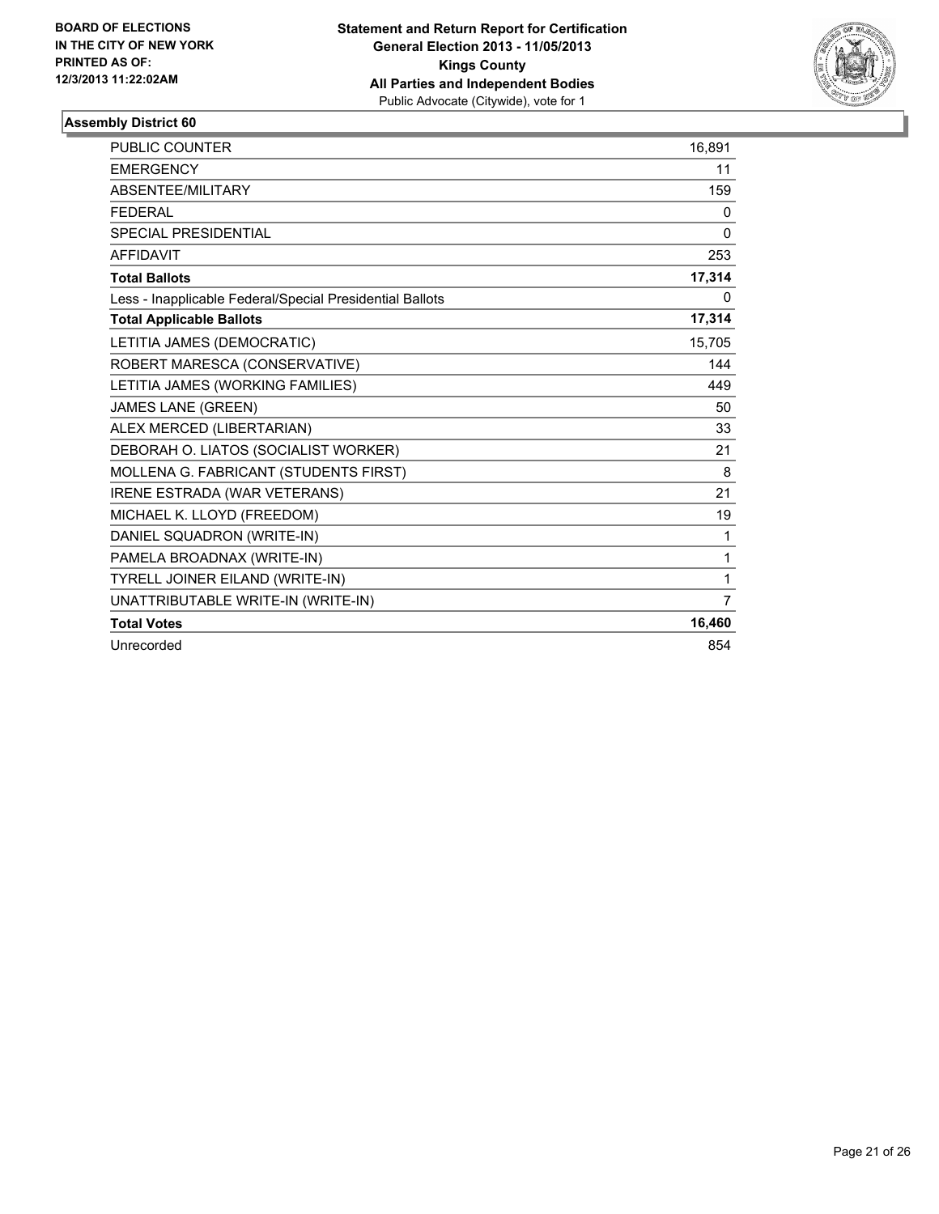**BOARD OF ELECTIONS IN THE CITY OF NEW YORK PRINTED AS OF: 12/3/2013 11:22:02AM**

**Statement and Return Report for Certification**
**General Election 2013 - 11/05/2013**
**Kings County**
**All Parties and Independent Bodies**
Public Advocate (Citywide), vote for 1

### Assembly District 60

| | |
|---|---|
| PUBLIC COUNTER | 16,891 |
| EMERGENCY | 11 |
| ABSENTEE/MILITARY | 159 |
| FEDERAL | 0 |
| SPECIAL PRESIDENTIAL | 0 |
| AFFIDAVIT | 253 |
| **Total Ballots** | **17,314** |
| Less - Inapplicable Federal/Special Presidential Ballots | 0 |
| **Total Applicable Ballots** | **17,314** |
| LETITIA JAMES (DEMOCRATIC) | 15,705 |
| ROBERT MARESCA (CONSERVATIVE) | 144 |
| LETITIA JAMES (WORKING FAMILIES) | 449 |
| JAMES LANE (GREEN) | 50 |
| ALEX MERCED (LIBERTARIAN) | 33 |
| DEBORAH O. LIATOS (SOCIALIST WORKER) | 21 |
| MOLLENA G. FABRICANT (STUDENTS FIRST) | 8 |
| IRENE ESTRADA (WAR VETERANS) | 21 |
| MICHAEL K. LLOYD (FREEDOM) | 19 |
| DANIEL SQUADRON (WRITE-IN) | 1 |
| PAMELA BROADNAX (WRITE-IN) | 1 |
| TYRELL JOINER EILAND (WRITE-IN) | 1 |
| UNATTRIBUTABLE WRITE-IN (WRITE-IN) | 7 |
| **Total Votes** | **16,460** |
| Unrecorded | 854 |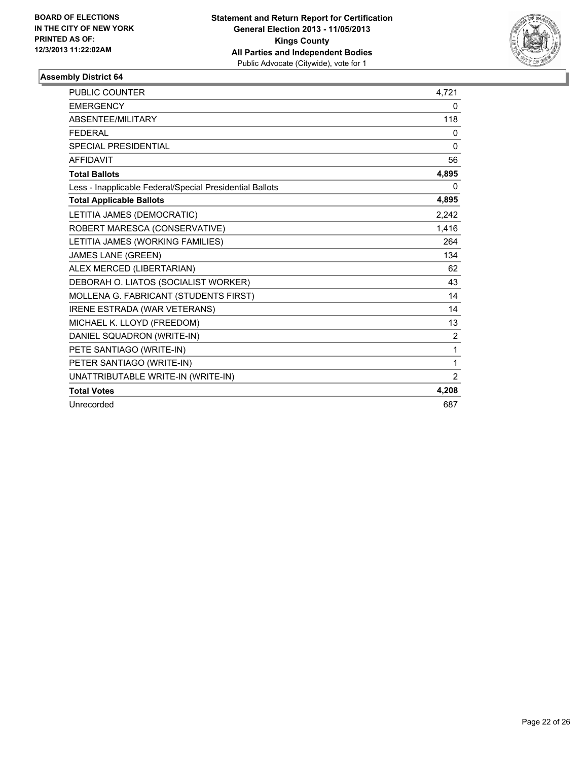BOARD OF ELECTIONS
IN THE CITY OF NEW YORK
PRINTED AS OF:
12/3/2013 11:22:02AM

**Statement and Return Report for Certification**
**General Election 2013 - 11/05/2013**
**Kings County**
**All Parties and Independent Bodies**
Public Advocate (Citywide), vote for 1

### Assembly District 64

| | |
|---|---|
| PUBLIC COUNTER | 4,721 |
| EMERGENCY | 0 |
| ABSENTEE/MILITARY | 118 |
| FEDERAL | 0 |
| SPECIAL PRESIDENTIAL | 0 |
| AFFIDAVIT | 56 |
| **Total Ballots** | **4,895** |
| Less - Inapplicable Federal/Special Presidential Ballots | 0 |
| **Total Applicable Ballots** | **4,895** |
| LETITIA JAMES (DEMOCRATIC) | 2,242 |
| ROBERT MARESCA (CONSERVATIVE) | 1,416 |
| LETITIA JAMES (WORKING FAMILIES) | 264 |
| JAMES LANE (GREEN) | 134 |
| ALEX MERCED (LIBERTARIAN) | 62 |
| DEBORAH O. LIATOS (SOCIALIST WORKER) | 43 |
| MOLLENA G. FABRICANT (STUDENTS FIRST) | 14 |
| IRENE ESTRADA (WAR VETERANS) | 14 |
| MICHAEL K. LLOYD (FREEDOM) | 13 |
| DANIEL SQUADRON (WRITE-IN) | 2 |
| PETE SANTIAGO (WRITE-IN) | 1 |
| PETER SANTIAGO (WRITE-IN) | 1 |
| UNATTRIBUTABLE WRITE-IN (WRITE-IN) | 2 |
| **Total Votes** | **4,208** |
| Unrecorded | 687 |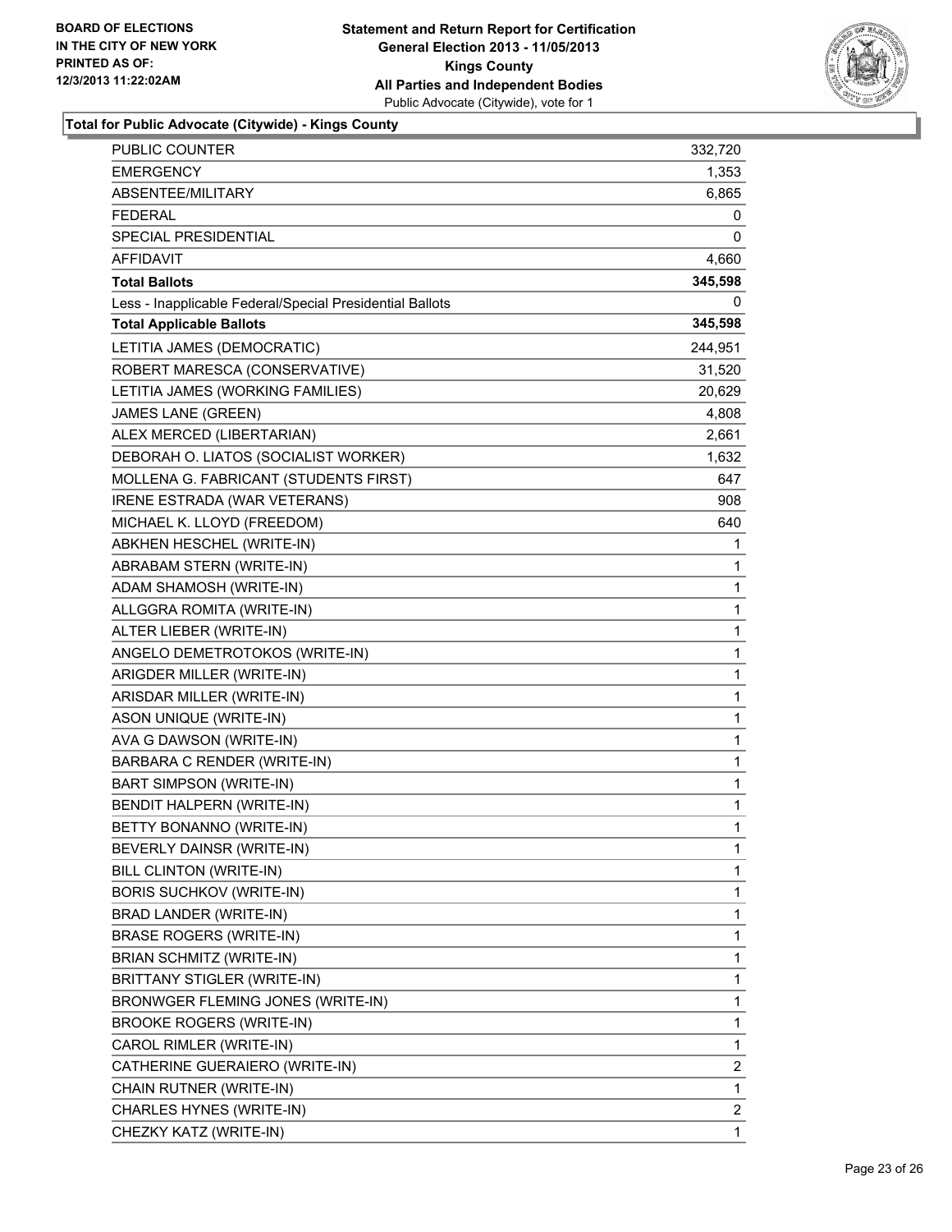BOARD OF ELECTIONS
IN THE CITY OF NEW YORK
PRINTED AS OF:
12/3/2013 11:22:02AM

**Statement and Return Report for Certification**
**General Election 2013 - 11/05/2013**
**Kings County**
**All Parties and Independent Bodies**
Public Advocate (Citywide), vote for 1

### Total for Public Advocate (Citywide) - Kings County

| | |
|---|---|
| PUBLIC COUNTER | 332,720 |
| EMERGENCY | 1,353 |
| ABSENTEE/MILITARY | 6,865 |
| FEDERAL | 0 |
| SPECIAL PRESIDENTIAL | 0 |
| AFFIDAVIT | 4,660 |
| **Total Ballots** | **345,598** |
| Less - Inapplicable Federal/Special Presidential Ballots | 0 |
| **Total Applicable Ballots** | **345,598** |
| LETITIA JAMES (DEMOCRATIC) | 244,951 |
| ROBERT MARESCA (CONSERVATIVE) | 31,520 |
| LETITIA JAMES (WORKING FAMILIES) | 20,629 |
| JAMES LANE (GREEN) | 4,808 |
| ALEX MERCED (LIBERTARIAN) | 2,661 |
| DEBORAH O. LIATOS (SOCIALIST WORKER) | 1,632 |
| MOLLENA G. FABRICANT (STUDENTS FIRST) | 647 |
| IRENE ESTRADA (WAR VETERANS) | 908 |
| MICHAEL K. LLOYD (FREEDOM) | 640 |
| ABKHEN HESCHEL (WRITE-IN) | 1 |
| ABRABAM STERN (WRITE-IN) | 1 |
| ADAM SHAMOSH (WRITE-IN) | 1 |
| ALLGGRA ROMITA (WRITE-IN) | 1 |
| ALTER LIEBER (WRITE-IN) | 1 |
| ANGELO DEMETROTOKOS (WRITE-IN) | 1 |
| ARIGDER MILLER (WRITE-IN) | 1 |
| ARISDAR MILLER (WRITE-IN) | 1 |
| ASON UNIQUE (WRITE-IN) | 1 |
| AVA G DAWSON (WRITE-IN) | 1 |
| BARBARA C RENDER (WRITE-IN) | 1 |
| BART SIMPSON (WRITE-IN) | 1 |
| BENDIT HALPERN (WRITE-IN) | 1 |
| BETTY BONANNO (WRITE-IN) | 1 |
| BEVERLY DAINSR (WRITE-IN) | 1 |
| BILL CLINTON (WRITE-IN) | 1 |
| BORIS SUCHKOV (WRITE-IN) | 1 |
| BRAD LANDER (WRITE-IN) | 1 |
| BRASE ROGERS (WRITE-IN) | 1 |
| BRIAN SCHMITZ (WRITE-IN) | 1 |
| BRITTANY STIGLER (WRITE-IN) | 1 |
| BRONWGER FLEMING JONES (WRITE-IN) | 1 |
| BROOKE ROGERS (WRITE-IN) | 1 |
| CAROL RIMLER (WRITE-IN) | 1 |
| CATHERINE GUERAIERO (WRITE-IN) | 2 |
| CHAIN RUTNER (WRITE-IN) | 1 |
| CHARLES HYNES (WRITE-IN) | 2 |
| CHEZKY KATZ (WRITE-IN) | 1 |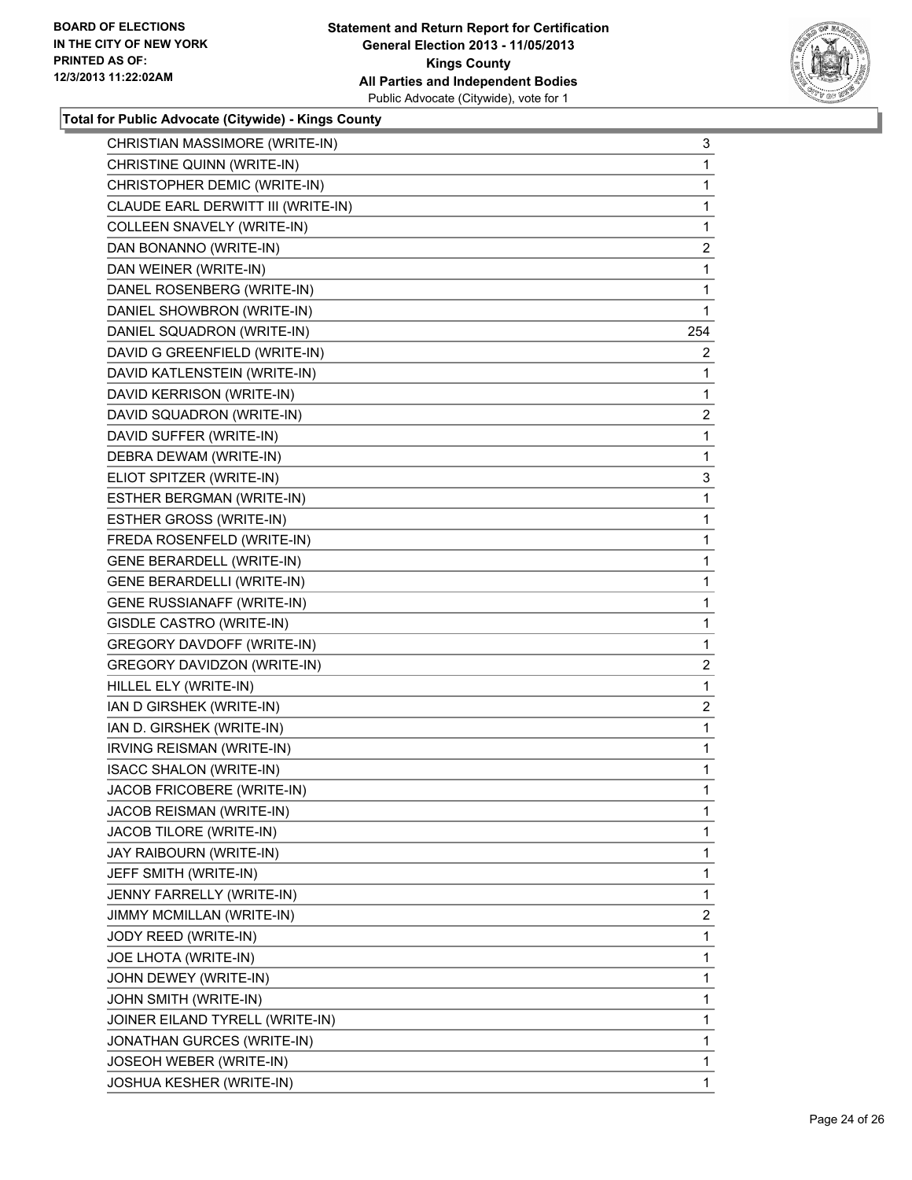**Total for Public Advocate (Citywide) - Kings County**

| | |
|---|---|
| CHRISTIAN MASSIMORE (WRITE-IN) | 3 |
| CHRISTINE QUINN (WRITE-IN) | 1 |
| CHRISTOPHER DEMIC (WRITE-IN) | 1 |
| CLAUDE EARL DERWITT III (WRITE-IN) | 1 |
| COLLEEN SNAVELY (WRITE-IN) | 1 |
| DAN BONANNO (WRITE-IN) | 2 |
| DAN WEINER (WRITE-IN) | 1 |
| DANEL ROSENBERG (WRITE-IN) | 1 |
| DANIEL SHOWBRON (WRITE-IN) | 1 |
| DANIEL SQUADRON (WRITE-IN) | 254 |
| DAVID G GREENFIELD (WRITE-IN) | 2 |
| DAVID KATLENSTEIN (WRITE-IN) | 1 |
| DAVID KERRISON (WRITE-IN) | 1 |
| DAVID SQUADRON (WRITE-IN) | 2 |
| DAVID SUFFER (WRITE-IN) | 1 |
| DEBRA DEWAM (WRITE-IN) | 1 |
| ELIOT SPITZER (WRITE-IN) | 3 |
| ESTHER BERGMAN (WRITE-IN) | 1 |
| ESTHER GROSS (WRITE-IN) | 1 |
| FREDA ROSENFELD (WRITE-IN) | 1 |
| GENE BERARDELL (WRITE-IN) | 1 |
| GENE BERARDELLI (WRITE-IN) | 1 |
| GENE RUSSIANAFF (WRITE-IN) | 1 |
| GISDLE CASTRO (WRITE-IN) | 1 |
| GREGORY DAVDOFF (WRITE-IN) | 1 |
| GREGORY DAVIDZON (WRITE-IN) | 2 |
| HILLEL ELY (WRITE-IN) | 1 |
| IAN D GIRSHEK (WRITE-IN) | 2 |
| IAN D. GIRSHEK (WRITE-IN) | 1 |
| IRVING REISMAN (WRITE-IN) | 1 |
| ISACC SHALON (WRITE-IN) | 1 |
| JACOB FRICOBERE (WRITE-IN) | 1 |
| JACOB REISMAN (WRITE-IN) | 1 |
| JACOB TILORE (WRITE-IN) | 1 |
| JAY RAIBOURN (WRITE-IN) | 1 |
| JEFF SMITH (WRITE-IN) | 1 |
| JENNY FARRELLY (WRITE-IN) | 1 |
| JIMMY MCMILLAN (WRITE-IN) | 2 |
| JODY REED (WRITE-IN) | 1 |
| JOE LHOTA (WRITE-IN) | 1 |
| JOHN DEWEY (WRITE-IN) | 1 |
| JOHN SMITH (WRITE-IN) | 1 |
| JOINER EILAND TYRELL (WRITE-IN) | 1 |
| JONATHAN GURCES (WRITE-IN) | 1 |
| JOSEOH WEBER (WRITE-IN) | 1 |
| JOSHUA KESHER (WRITE-IN) | 1 |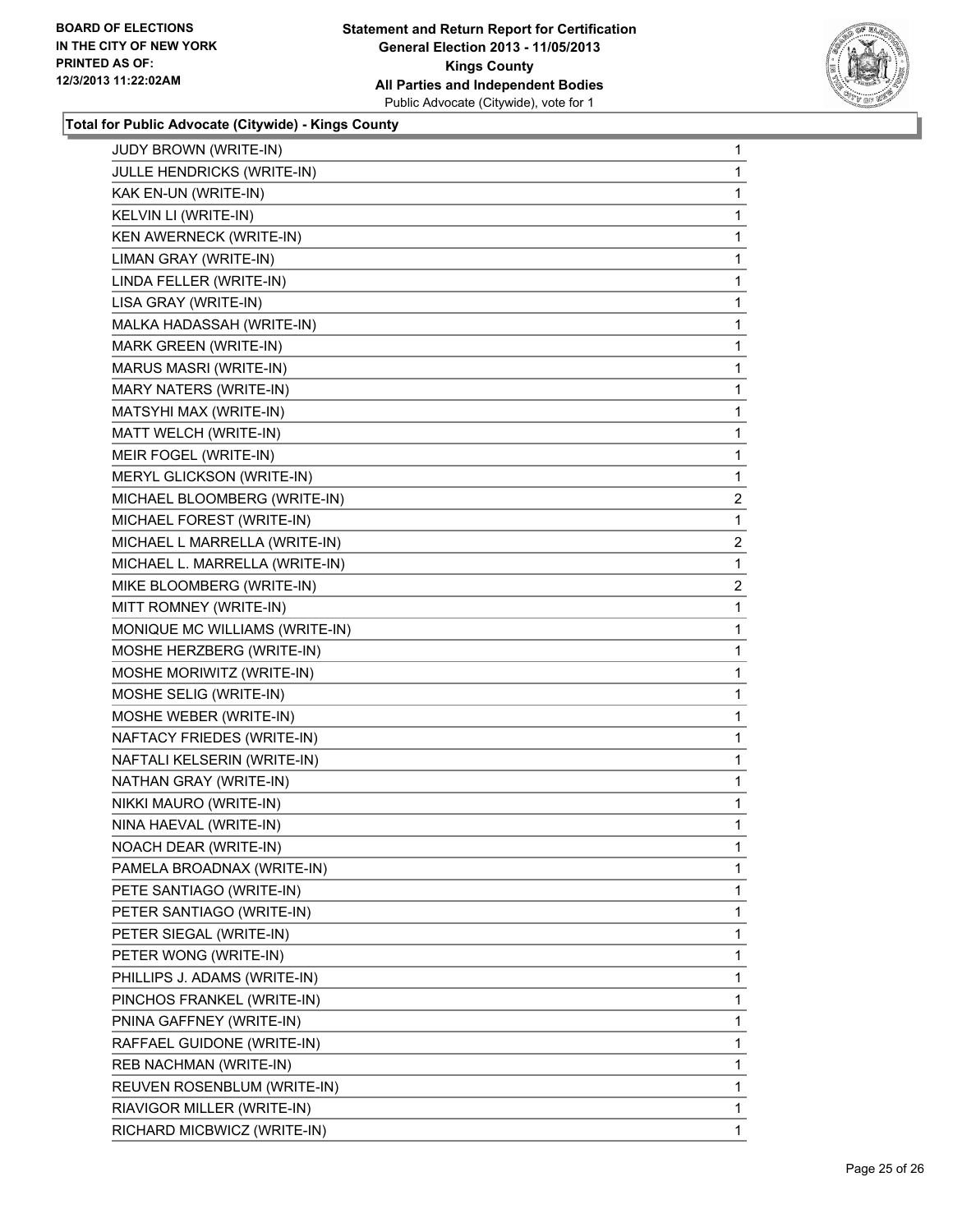**BOARD OF ELECTIONS IN THE CITY OF NEW YORK PRINTED AS OF: 12/3/2013 11:22:02AM**

**Statement and Return Report for Certification General Election 2013 - 11/05/2013 Kings County All Parties and Independent Bodies**
Public Advocate (Citywide), vote for 1

**Total for Public Advocate (Citywide) - Kings County**

| | |
|---|---|
| JUDY BROWN (WRITE-IN) | 1 |
| JULLE HENDRICKS (WRITE-IN) | 1 |
| KAK EN-UN (WRITE-IN) | 1 |
| KELVIN LI (WRITE-IN) | 1 |
| KEN AWERNECK (WRITE-IN) | 1 |
| LIMAN GRAY (WRITE-IN) | 1 |
| LINDA FELLER (WRITE-IN) | 1 |
| LISA GRAY (WRITE-IN) | 1 |
| MALKA HADASSAH (WRITE-IN) | 1 |
| MARK GREEN (WRITE-IN) | 1 |
| MARUS MASRI (WRITE-IN) | 1 |
| MARY NATERS (WRITE-IN) | 1 |
| MATSYHI MAX (WRITE-IN) | 1 |
| MATT WELCH (WRITE-IN) | 1 |
| MEIR FOGEL (WRITE-IN) | 1 |
| MERYL GLICKSON (WRITE-IN) | 1 |
| MICHAEL BLOOMBERG (WRITE-IN) | 2 |
| MICHAEL FOREST (WRITE-IN) | 1 |
| MICHAEL L MARRELLA (WRITE-IN) | 2 |
| MICHAEL L. MARRELLA (WRITE-IN) | 1 |
| MIKE BLOOMBERG (WRITE-IN) | 2 |
| MITT ROMNEY (WRITE-IN) | 1 |
| MONIQUE MC WILLIAMS (WRITE-IN) | 1 |
| MOSHE HERZBERG (WRITE-IN) | 1 |
| MOSHE MORIWITZ (WRITE-IN) | 1 |
| MOSHE SELIG (WRITE-IN) | 1 |
| MOSHE WEBER (WRITE-IN) | 1 |
| NAFTACY FRIEDES (WRITE-IN) | 1 |
| NAFTALI KELSERIN (WRITE-IN) | 1 |
| NATHAN GRAY (WRITE-IN) | 1 |
| NIKKI MAURO (WRITE-IN) | 1 |
| NINA HAEVAL (WRITE-IN) | 1 |
| NOACH DEAR (WRITE-IN) | 1 |
| PAMELA BROADNAX (WRITE-IN) | 1 |
| PETE SANTIAGO (WRITE-IN) | 1 |
| PETER SANTIAGO (WRITE-IN) | 1 |
| PETER SIEGAL (WRITE-IN) | 1 |
| PETER WONG (WRITE-IN) | 1 |
| PHILLIPS J. ADAMS (WRITE-IN) | 1 |
| PINCHOS FRANKEL (WRITE-IN) | 1 |
| PNINA GAFFNEY (WRITE-IN) | 1 |
| RAFFAEL GUIDONE (WRITE-IN) | 1 |
| REB NACHMAN (WRITE-IN) | 1 |
| REUVEN ROSENBLUM (WRITE-IN) | 1 |
| RIAVIGOR MILLER (WRITE-IN) | 1 |
| RICHARD MICBWICZ (WRITE-IN) | 1 |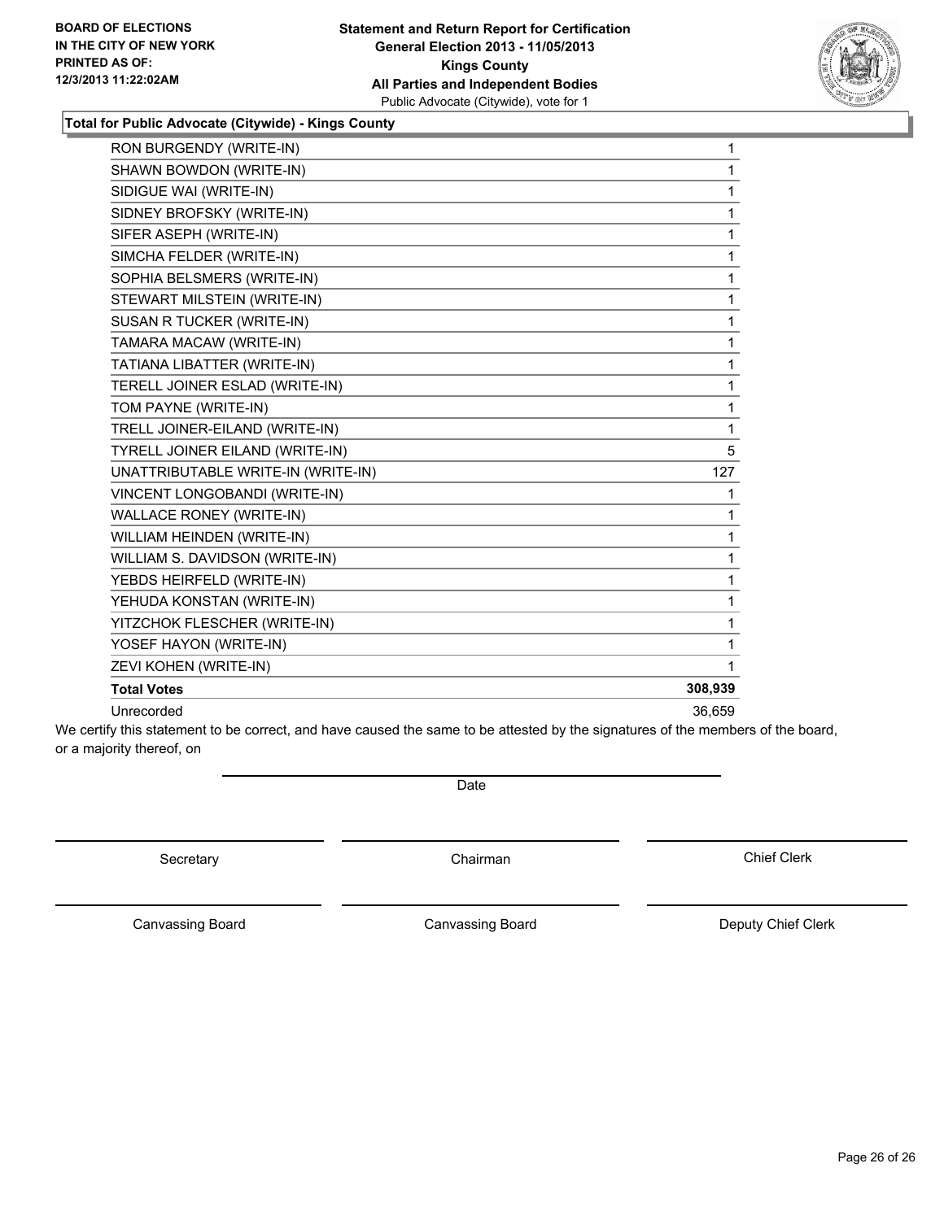**BOARD OF ELECTIONS IN THE CITY OF NEW YORK PRINTED AS OF: 12/3/2013 11:22:02AM**

**Statement and Return Report for Certification General Election 2013 - 11/05/2013 Kings County All Parties and Independent Bodies**
Public Advocate (Citywide), vote for 1

**Total for Public Advocate (Citywide) - Kings County**

| | |
|---|---|
| RON BURGENDY (WRITE-IN) | 1 |
| SHAWN BOWDON (WRITE-IN) | 1 |
| SIDIGUE WAI (WRITE-IN) | 1 |
| SIDNEY BROFSKY (WRITE-IN) | 1 |
| SIFER ASEPH (WRITE-IN) | 1 |
| SIMCHA FELDER (WRITE-IN) | 1 |
| SOPHIA BELSMERS (WRITE-IN) | 1 |
| STEWART MILSTEIN (WRITE-IN) | 1 |
| SUSAN R TUCKER (WRITE-IN) | 1 |
| TAMARA MACAW (WRITE-IN) | 1 |
| TATIANA LIBATTER (WRITE-IN) | 1 |
| TERELL JOINER ESLAD (WRITE-IN) | 1 |
| TOM PAYNE (WRITE-IN) | 1 |
| TRELL JOINER-EILAND (WRITE-IN) | 1 |
| TYRELL JOINER EILAND (WRITE-IN) | 5 |
| UNATTRIBUTABLE WRITE-IN (WRITE-IN) | 127 |
| VINCENT LONGOBANDI (WRITE-IN) | 1 |
| WALLACE RONEY (WRITE-IN) | 1 |
| WILLIAM HEINDEN (WRITE-IN) | 1 |
| WILLIAM S. DAVIDSON (WRITE-IN) | 1 |
| YEBDS HEIRFELD (WRITE-IN) | 1 |
| YEHUDA KONSTAN (WRITE-IN) | 1 |
| YITZCHOK FLESCHER (WRITE-IN) | 1 |
| YOSEF HAYON (WRITE-IN) | 1 |
| ZEVI KOHEN (WRITE-IN) | 1 |
| **Total Votes** | **308,939** |
| Unrecorded | 36,659 |

We certify this statement to be correct, and have caused the same to be attested by the signatures of the members of the board, or a majority thereof, on

Date

Secretary | Chairman | Chief Clerk

Canvassing Board | Canvassing Board | Deputy Chief Clerk